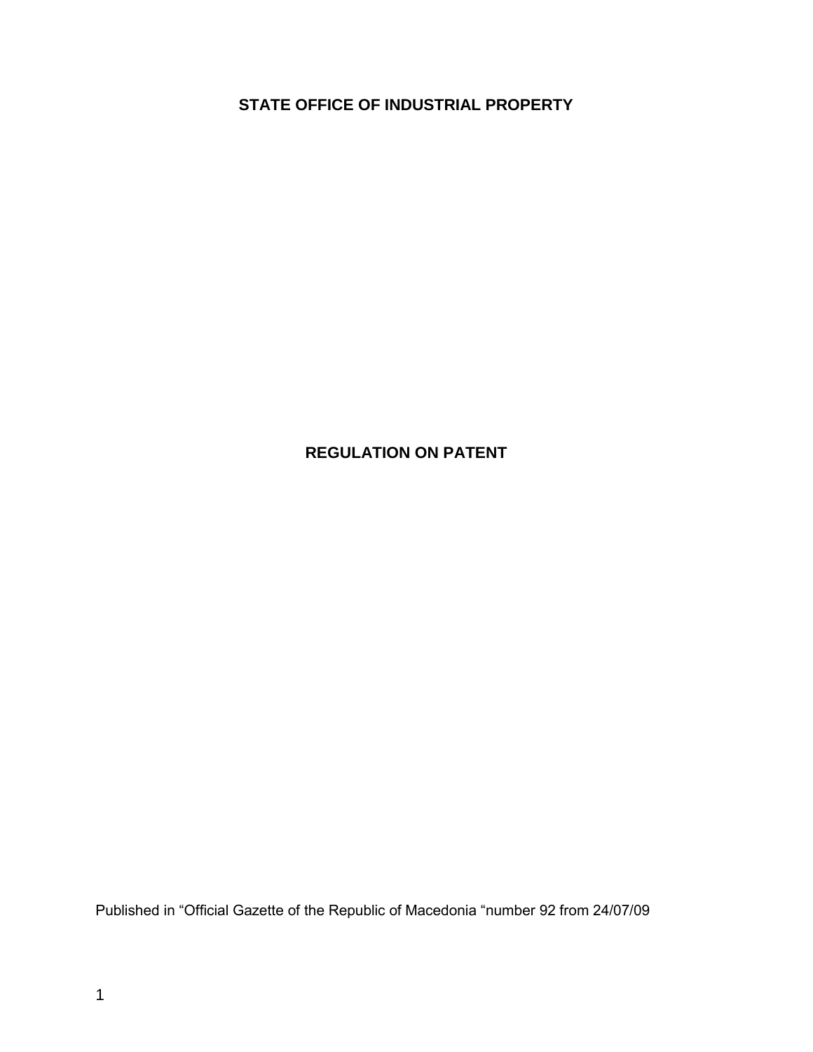**STATE OFFICE OF INDUSTRIAL PROPERTY**

# REGULATION ON PATENT

Published in “Official Gazette of the Republic of Macedonia “number 92 from 24/07/09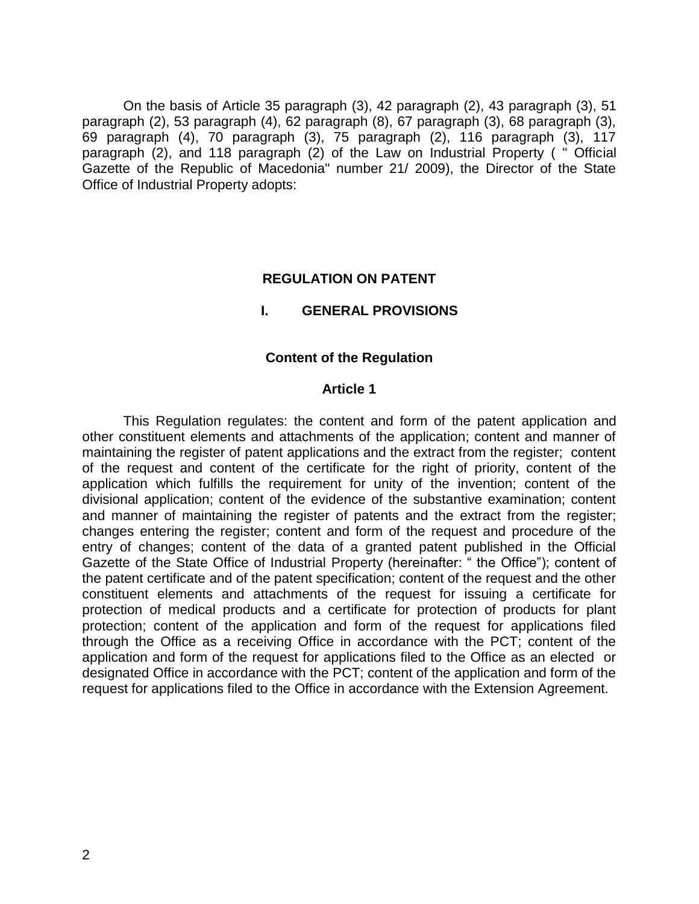On the basis of Article 35 paragraph (3), 42 paragraph (2), 43 paragraph (3), 51 paragraph (2), 53 paragraph (4), 62 paragraph (8), 67 paragraph (3), 68 paragraph (3), 69 paragraph (4), 70 paragraph (3), 75 paragraph (2), 116 paragraph (3), 117 paragraph (2), and 118 paragraph (2) of the Law on Industrial Property ( " Official Gazette of the Republic of Macedonia" number 21/ 2009), the Director of the State Office of Industrial Property adopts:

# REGULATION ON PATENT

## I. GENERAL PROVISIONS

### Content of the Regulation

### Article 1

This Regulation regulates: the content and form of the patent application and other constituent elements and attachments of the application; content and manner of maintaining the register of patent applications and the extract from the register; content of the request and content of the certificate for the right of priority, content of the application which fulfills the requirement for unity of the invention; content of the divisional application; content of the evidence of the substantive examination; content and manner of maintaining the register of patents and the extract from the register; changes entering the register; content and form of the request and procedure of the entry of changes; content of the data of a granted patent published in the Official Gazette of the State Office of Industrial Property (hereinafter: " the Office"); content of the patent certificate and of the patent specification; content of the request and the other constituent elements and attachments of the request for issuing a certificate for protection of medical products and a certificate for protection of products for plant protection; content of the application and form of the request for applications filed through the Office as a receiving Office in accordance with the PCT; content of the application and form of the request for applications filed to the Office as an elected or designated Office in accordance with the PCT; content of the application and form of the request for applications filed to the Office in accordance with the Extension Agreement.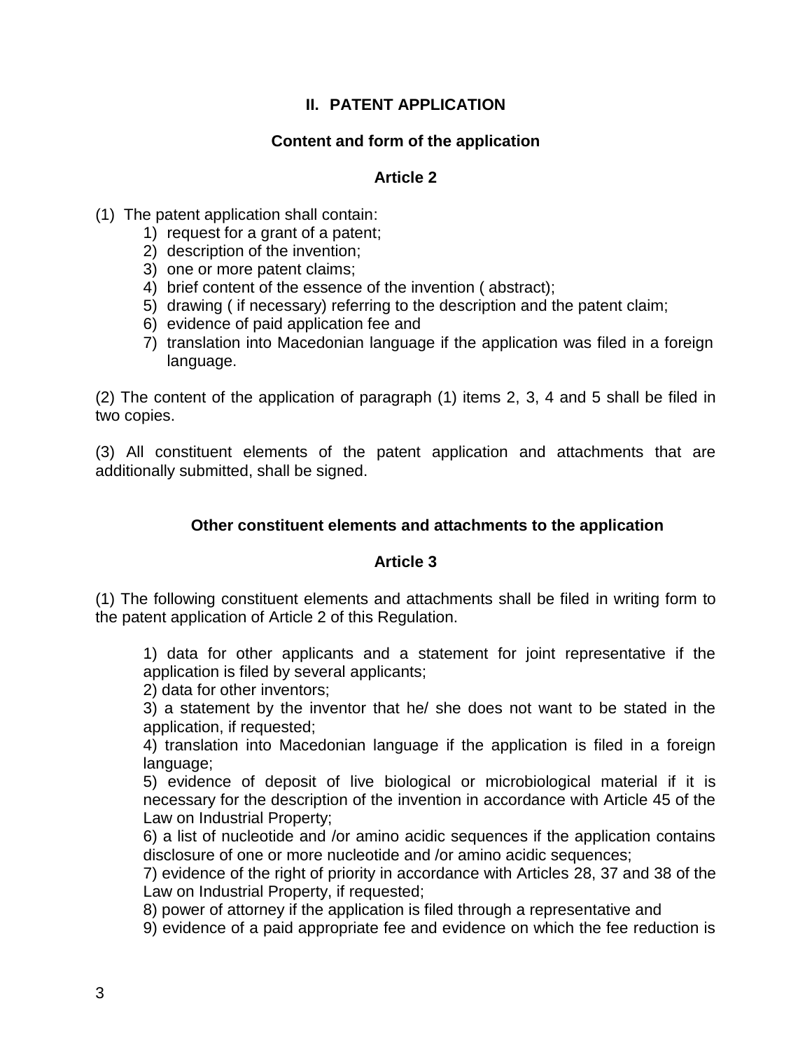## II. PATENT APPLICATION

### Content and form of the application

### Article 2

(1) The patent application shall contain:

1) request for a grant of a patent;
2) description of the invention;
3) one or more patent claims;
4) brief content of the essence of the invention ( abstract);
5) drawing ( if necessary) referring to the description and the patent claim;
6) evidence of paid application fee and
7) translation into Macedonian language if the application was filed in a foreign language.

(2) The content of the application of paragraph (1) items 2, 3, 4 and 5 shall be filed in two copies.

(3) All constituent elements of the patent application and attachments that are additionally submitted, shall be signed.

### Other constituent elements and attachments to the application

### Article 3

(1) The following constituent elements and attachments shall be filed in writing form to the patent application of Article 2 of this Regulation.

1) data for other applicants and a statement for joint representative if the application is filed by several applicants;
2) data for other inventors;
3) a statement by the inventor that he/ she does not want to be stated in the application, if requested;
4) translation into Macedonian language if the application is filed in a foreign language;
5) evidence of deposit of live biological or microbiological material if it is necessary for the description of the invention in accordance with Article 45 of the Law on Industrial Property;
6) a list of nucleotide and /or amino acidic sequences if the application contains disclosure of one or more nucleotide and /or amino acidic sequences;
7) evidence of the right of priority in accordance with Articles 28, 37 and 38 of the Law on Industrial Property, if requested;
8) power of attorney if the application is filed through a representative and
9) evidence of a paid appropriate fee and evidence on which the fee reduction is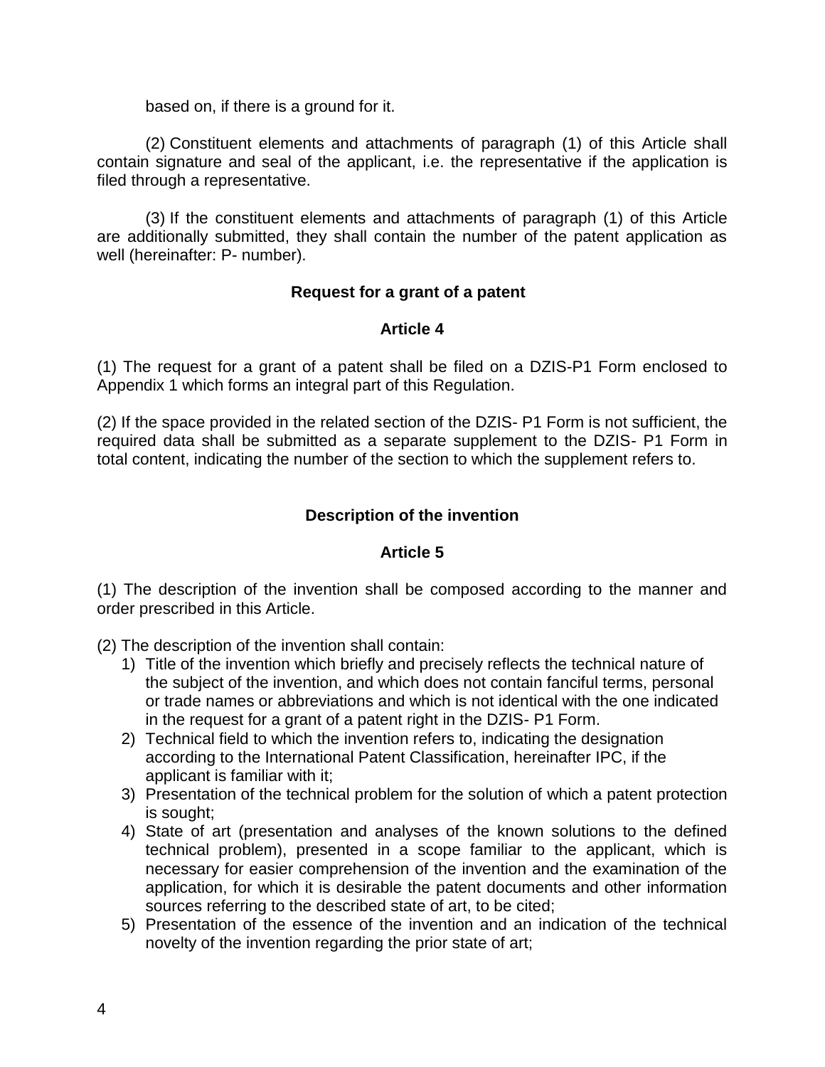based on, if there is a ground for it.

(2) Constituent elements and attachments of paragraph (1) of this Article shall contain signature and seal of the applicant, i.e. the representative if the application is filed through a representative.

(3) If the constituent elements and attachments of paragraph (1) of this Article are additionally submitted, they shall contain the number of the patent application as well (hereinafter: P- number).

**Request for a grant of a patent**

**Article 4**

(1) The request for a grant of a patent shall be filed on a DZIS-P1 Form enclosed to Appendix 1 which forms an integral part of this Regulation.

(2) If the space provided in the related section of the DZIS- P1 Form is not sufficient, the required data shall be submitted as a separate supplement to the DZIS- P1 Form in total content, indicating the number of the section to which the supplement refers to.

**Description of the invention**

**Article 5**

(1) The description of the invention shall be composed according to the manner and order prescribed in this Article.

(2) The description of the invention shall contain:

1) Title of the invention which briefly and precisely reflects the technical nature of the subject of the invention, and which does not contain fanciful terms, personal or trade names or abbreviations and which is not identical with the one indicated in the request for a grant of a patent right in the DZIS- P1 Form.
2) Technical field to which the invention refers to, indicating the designation according to the International Patent Classification, hereinafter IPC, if the applicant is familiar with it;
3) Presentation of the technical problem for the solution of which a patent protection is sought;
4) State of art (presentation and analyses of the known solutions to the defined technical problem), presented in a scope familiar to the applicant, which is necessary for easier comprehension of the invention and the examination of the application, for which it is desirable the patent documents and other information sources referring to the described state of art, to be cited;
5) Presentation of the essence of the invention and an indication of the technical novelty of the invention regarding the prior state of art;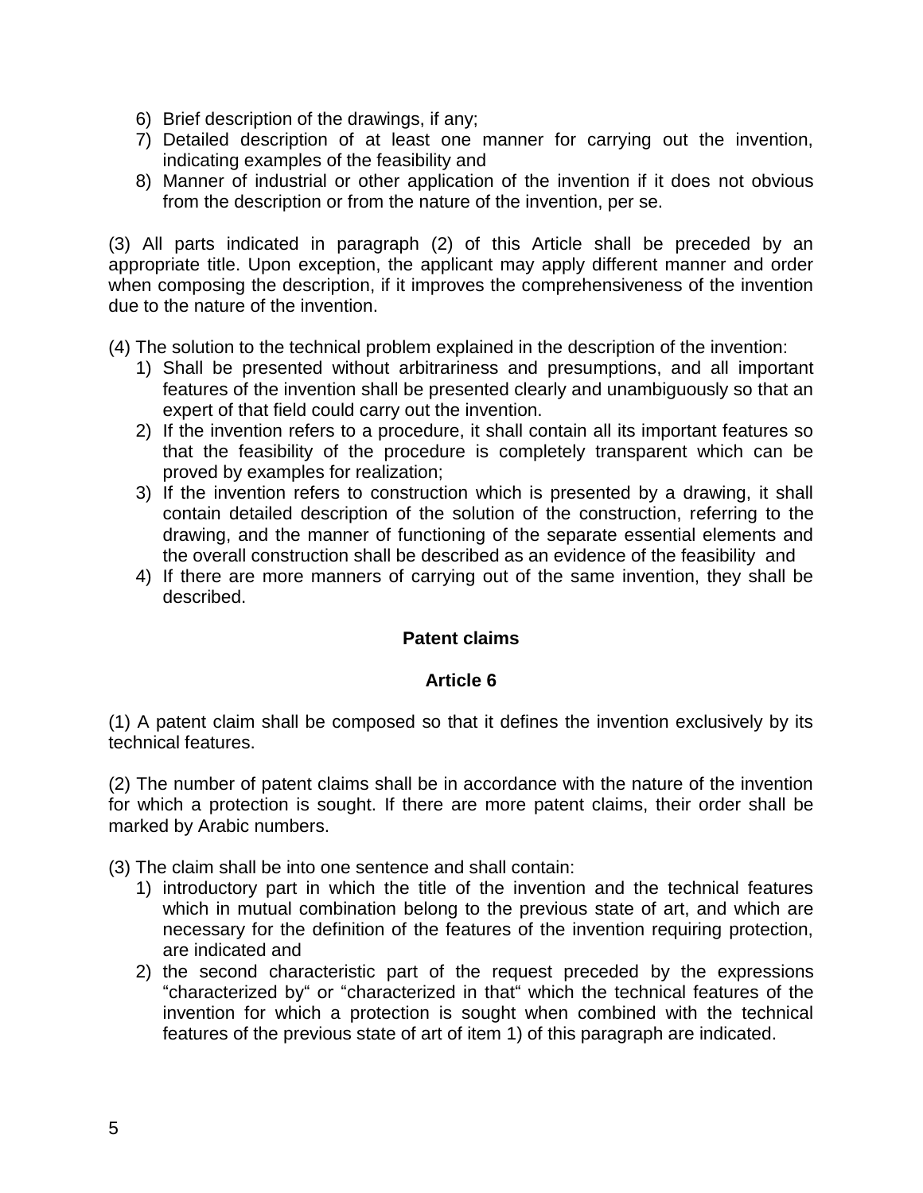6) Brief description of the drawings, if any;
7) Detailed description of at least one manner for carrying out the invention, indicating examples of the feasibility and
8) Manner of industrial or other application of the invention if it does not obvious from the description or from the nature of the invention, per se.

(3) All parts indicated in paragraph (2) of this Article shall be preceded by an appropriate title. Upon exception, the applicant may apply different manner and order when composing the description, if it improves the comprehensiveness of the invention due to the nature of the invention.

(4) The solution to the technical problem explained in the description of the invention:

1) Shall be presented without arbitrariness and presumptions, and all important features of the invention shall be presented clearly and unambiguously so that an expert of that field could carry out the invention.
2) If the invention refers to a procedure, it shall contain all its important features so that the feasibility of the procedure is completely transparent which can be proved by examples for realization;
3) If the invention refers to construction which is presented by a drawing, it shall contain detailed description of the solution of the construction, referring to the drawing, and the manner of functioning of the separate essential elements and the overall construction shall be described as an evidence of the feasibility and
4) If there are more manners of carrying out of the same invention, they shall be described.

**Patent claims**

**Article 6**

(1) A patent claim shall be composed so that it defines the invention exclusively by its technical features.

(2) The number of patent claims shall be in accordance with the nature of the invention for which a protection is sought. If there are more patent claims, their order shall be marked by Arabic numbers.

(3) The claim shall be into one sentence and shall contain:

1) introductory part in which the title of the invention and the technical features which in mutual combination belong to the previous state of art, and which are necessary for the definition of the features of the invention requiring protection, are indicated and
2) the second characteristic part of the request preceded by the expressions “characterized by“ or “characterized in that“ which the technical features of the invention for which a protection is sought when combined with the technical features of the previous state of art of item 1) of this paragraph are indicated.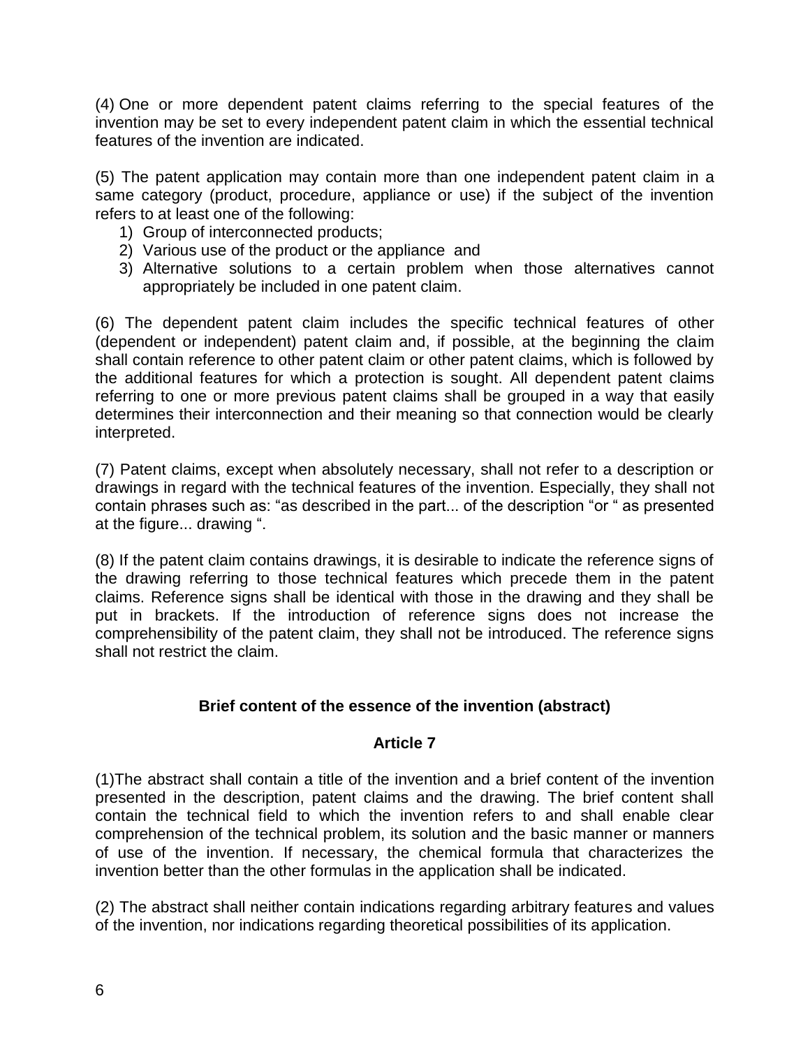(4) One or more dependent patent claims referring to the special features of the invention may be set to every independent patent claim in which the essential technical features of the invention are indicated.

(5) The patent application may contain more than one independent patent claim in a same category (product, procedure, appliance or use) if the subject of the invention refers to at least one of the following:

1) Group of interconnected products;
2) Various use of the product or the appliance and
3) Alternative solutions to a certain problem when those alternatives cannot appropriately be included in one patent claim.

(6) The dependent patent claim includes the specific technical features of other (dependent or independent) patent claim and, if possible, at the beginning the claim shall contain reference to other patent claim or other patent claims, which is followed by the additional features for which a protection is sought. All dependent patent claims referring to one or more previous patent claims shall be grouped in a way that easily determines their interconnection and their meaning so that connection would be clearly interpreted.

(7) Patent claims, except when absolutely necessary, shall not refer to a description or drawings in regard with the technical features of the invention. Especially, they shall not contain phrases such as: "as described in the part... of the description "or " as presented at the figure... drawing ".

(8) If the patent claim contains drawings, it is desirable to indicate the reference signs of the drawing referring to those technical features which precede them in the patent claims. Reference signs shall be identical with those in the drawing and they shall be put in brackets. If the introduction of reference signs does not increase the comprehensibility of the patent claim, they shall not be introduced. The reference signs shall not restrict the claim.

## Brief content of the essence of the invention (abstract)

### Article 7

(1)The abstract shall contain a title of the invention and a brief content of the invention presented in the description, patent claims and the drawing. The brief content shall contain the technical field to which the invention refers to and shall enable clear comprehension of the technical problem, its solution and the basic manner or manners of use of the invention. If necessary, the chemical formula that characterizes the invention better than the other formulas in the application shall be indicated.

(2) The abstract shall neither contain indications regarding arbitrary features and values of the invention, nor indications regarding theoretical possibilities of its application.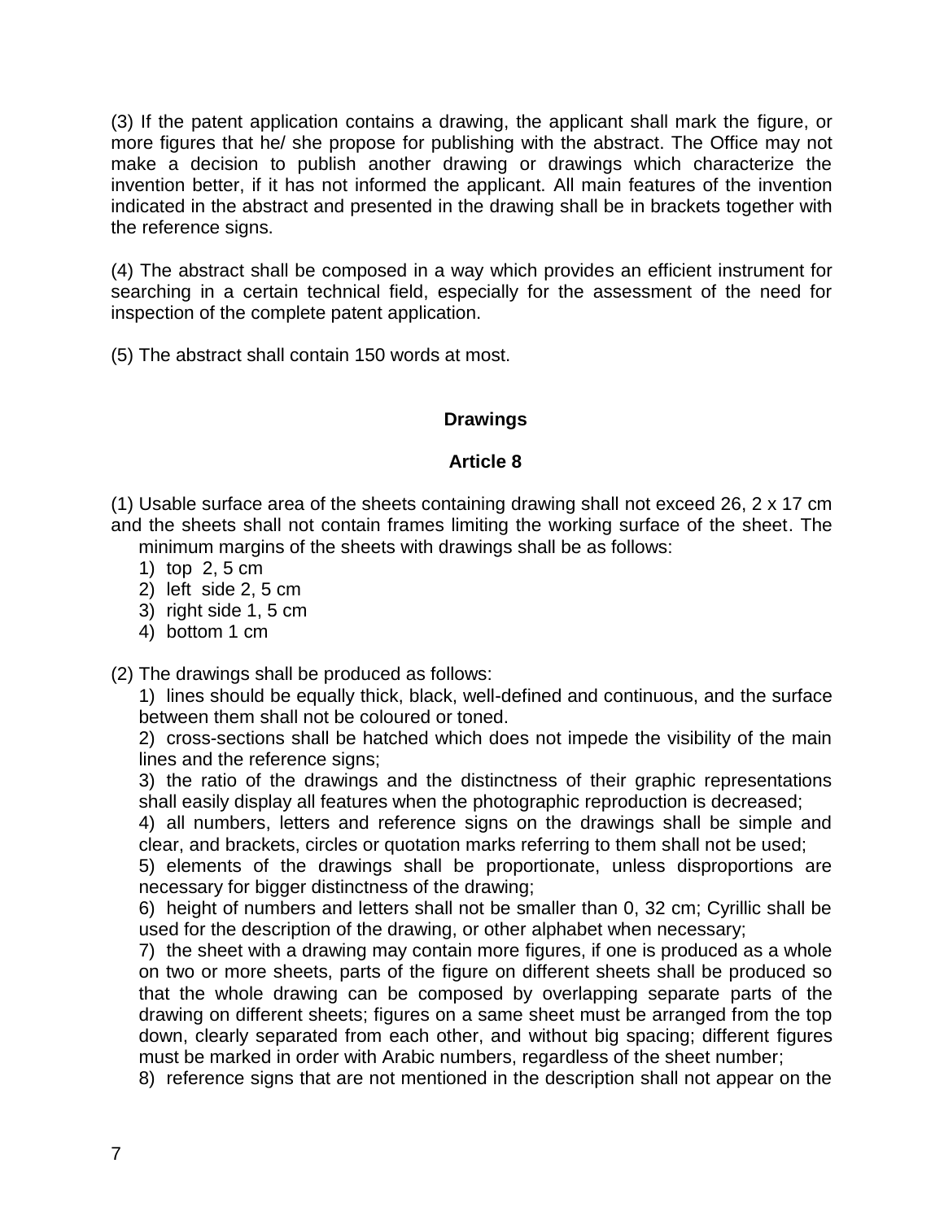(3) If the patent application contains a drawing, the applicant shall mark the figure, or more figures that he/ she propose for publishing with the abstract. The Office may not make a decision to publish another drawing or drawings which characterize the invention better, if it has not informed the applicant. All main features of the invention indicated in the abstract and presented in the drawing shall be in brackets together with the reference signs.

(4) The abstract shall be composed in a way which provides an efficient instrument for searching in a certain technical field, especially for the assessment of the need for inspection of the complete patent application.

(5) The abstract shall contain 150 words at most.

**Drawings**

**Article 8**

(1) Usable surface area of the sheets containing drawing shall not exceed 26, 2 x 17 cm and the sheets shall not contain frames limiting the working surface of the sheet. The minimum margins of the sheets with drawings shall be as follows:

1) top 2, 5 cm
2) left side 2, 5 cm
3) right side 1, 5 cm
4) bottom 1 cm

(2) The drawings shall be produced as follows:

1) lines should be equally thick, black, well-defined and continuous, and the surface between them shall not be coloured or toned.

2) cross-sections shall be hatched which does not impede the visibility of the main lines and the reference signs;

3) the ratio of the drawings and the distinctness of their graphic representations shall easily display all features when the photographic reproduction is decreased;

4) all numbers, letters and reference signs on the drawings shall be simple and clear, and brackets, circles or quotation marks referring to them shall not be used;

5) elements of the drawings shall be proportionate, unless disproportions are necessary for bigger distinctness of the drawing;

6) height of numbers and letters shall not be smaller than 0, 32 cm; Cyrillic shall be used for the description of the drawing, or other alphabet when necessary;

7) the sheet with a drawing may contain more figures, if one is produced as a whole on two or more sheets, parts of the figure on different sheets shall be produced so that the whole drawing can be composed by overlapping separate parts of the drawing on different sheets; figures on a same sheet must be arranged from the top down, clearly separated from each other, and without big spacing; different figures must be marked in order with Arabic numbers, regardless of the sheet number;

8) reference signs that are not mentioned in the description shall not appear on the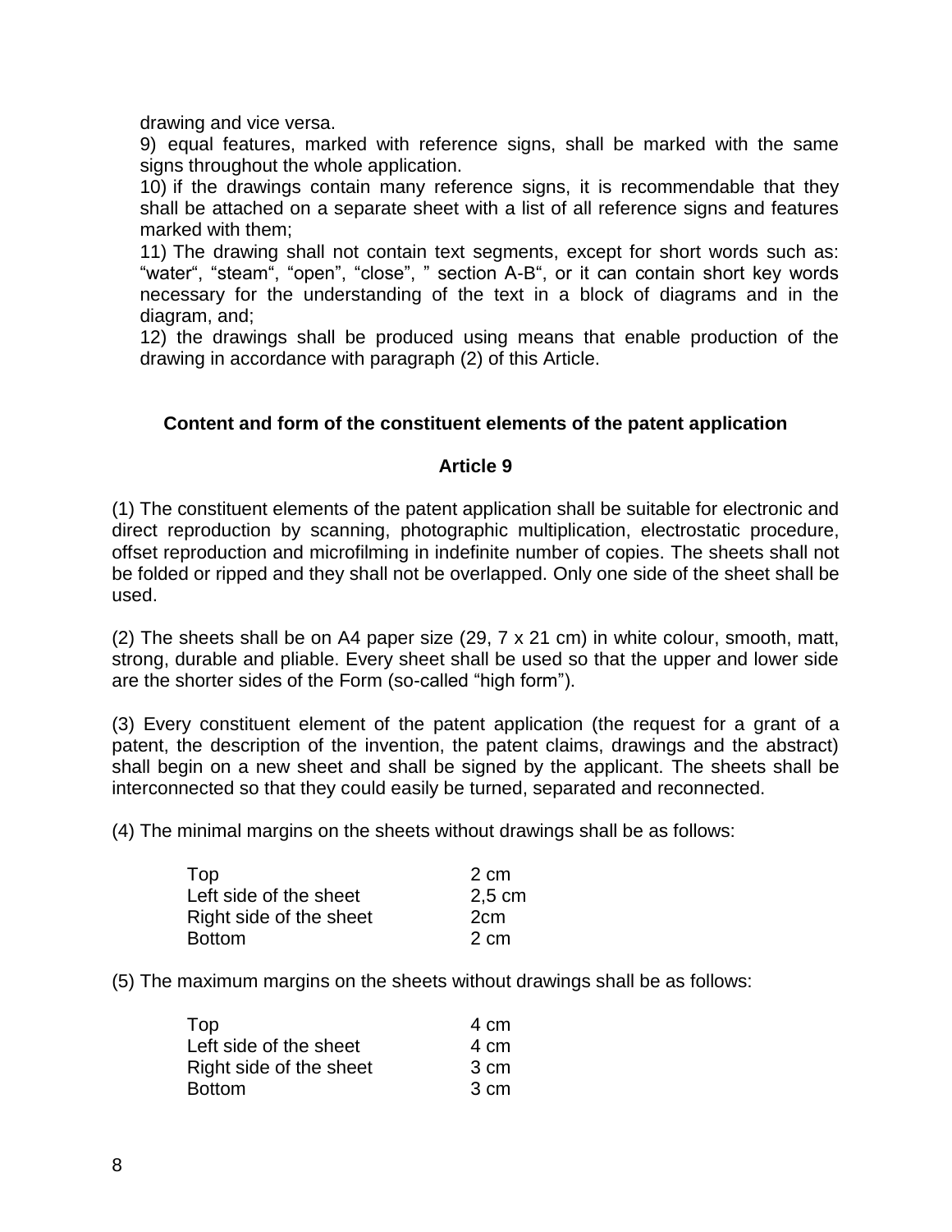drawing and vice versa.

9) equal features, marked with reference signs, shall be marked with the same signs throughout the whole application.

10) if the drawings contain many reference signs, it is recommendable that they shall be attached on a separate sheet with a list of all reference signs and features marked with them;

11) The drawing shall not contain text segments, except for short words such as: "water", "steam", "open", "close", " section A-B", or it can contain short key words necessary for the understanding of the text in a block of diagrams and in the diagram, and;

12) the drawings shall be produced using means that enable production of the drawing in accordance with paragraph (2) of this Article.

**Content and form of the constituent elements of the patent application**

**Article 9**

(1) The constituent elements of the patent application shall be suitable for electronic and direct reproduction by scanning, photographic multiplication, electrostatic procedure, offset reproduction and microfilming in indefinite number of copies. The sheets shall not be folded or ripped and they shall not be overlapped. Only one side of the sheet shall be used.

(2) The sheets shall be on A4 paper size (29, 7 x 21 cm) in white colour, smooth, matt, strong, durable and pliable. Every sheet shall be used so that the upper and lower side are the shorter sides of the Form (so-called "high form").

(3) Every constituent element of the patent application (the request for a grant of a patent, the description of the invention, the patent claims, drawings and the abstract) shall begin on a new sheet and shall be signed by the applicant. The sheets shall be interconnected so that they could easily be turned, separated and reconnected.

(4) The minimal margins on the sheets without drawings shall be as follows:

| | |
|---|---|
| Top | 2 cm |
| Left side of the sheet | 2,5 cm |
| Right side of the sheet | 2cm |
| Bottom | 2 cm |

(5) The maximum margins on the sheets without drawings shall be as follows:

| | |
|---|---|
| Top | 4 cm |
| Left side of the sheet | 4 cm |
| Right side of the sheet | 3 cm |
| Bottom | 3 cm |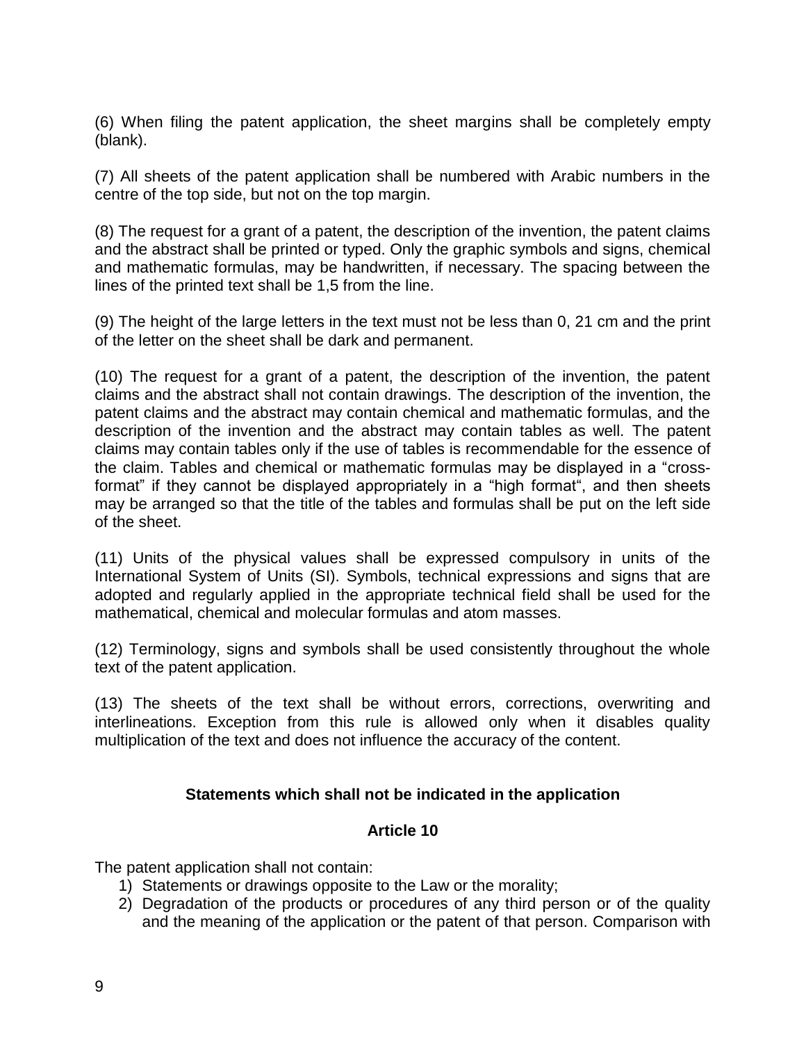(6) When filing the patent application, the sheet margins shall be completely empty (blank).

(7) All sheets of the patent application shall be numbered with Arabic numbers in the centre of the top side, but not on the top margin.

(8) The request for a grant of a patent, the description of the invention, the patent claims and the abstract shall be printed or typed. Only the graphic symbols and signs, chemical and mathematic formulas, may be handwritten, if necessary. The spacing between the lines of the printed text shall be 1,5 from the line.

(9) The height of the large letters in the text must not be less than 0, 21 cm and the print of the letter on the sheet shall be dark and permanent.

(10) The request for a grant of a patent, the description of the invention, the patent claims and the abstract shall not contain drawings. The description of the invention, the patent claims and the abstract may contain chemical and mathematic formulas, and the description of the invention and the abstract may contain tables as well. The patent claims may contain tables only if the use of tables is recommendable for the essence of the claim. Tables and chemical or mathematic formulas may be displayed in a “cross-format” if they cannot be displayed appropriately in a “high format“, and then sheets may be arranged so that the title of the tables and formulas shall be put on the left side of the sheet.

(11) Units of the physical values shall be expressed compulsory in units of the International System of Units (SI). Symbols, technical expressions and signs that are adopted and regularly applied in the appropriate technical field shall be used for the mathematical, chemical and molecular formulas and atom masses.

(12) Terminology, signs and symbols shall be used consistently throughout the whole text of the patent application.

(13) The sheets of the text shall be without errors, corrections, overwriting and interlineations. Exception from this rule is allowed only when it disables quality multiplication of the text and does not influence the accuracy of the content.

**Statements which shall not be indicated in the application**

**Article 10**

The patent application shall not contain:

1) Statements or drawings opposite to the Law or the morality;
2) Degradation of the products or procedures of any third person or of the quality and the meaning of the application or the patent of that person. Comparison with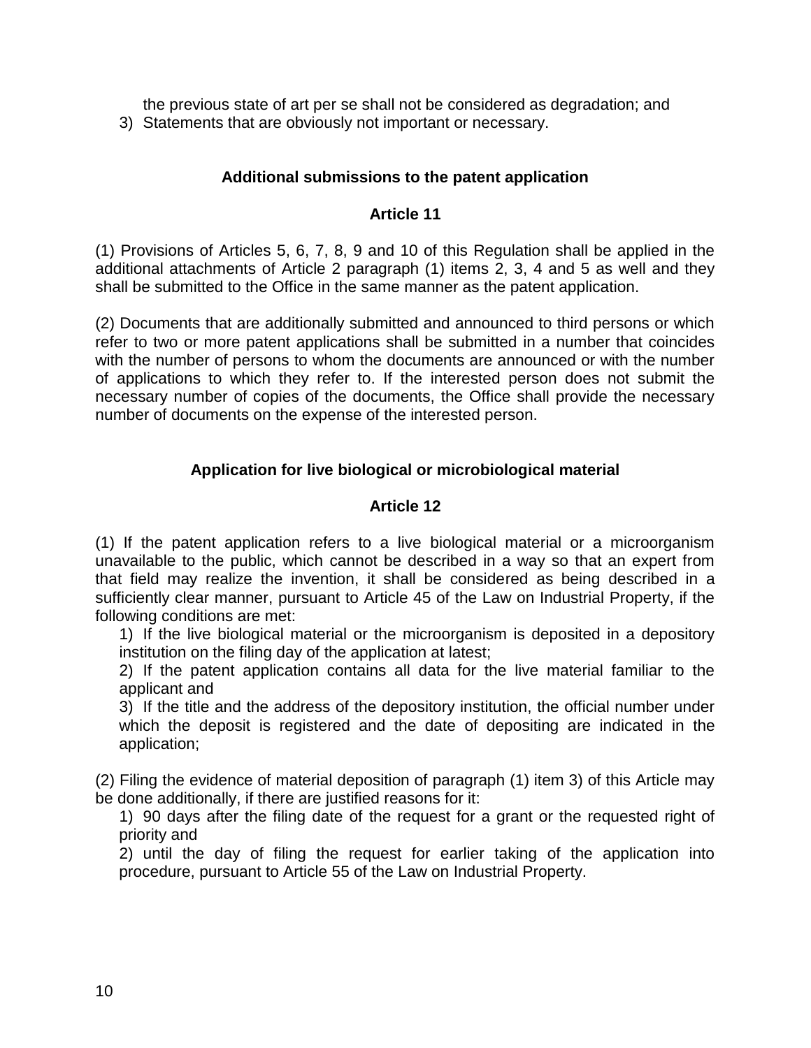the previous state of art per se shall not be considered as degradation; and

3) Statements that are obviously not important or necessary.

### Additional submissions to the patent application

### Article 11

(1) Provisions of Articles 5, 6, 7, 8, 9 and 10 of this Regulation shall be applied in the additional attachments of Article 2 paragraph (1) items 2, 3, 4 and 5 as well and they shall be submitted to the Office in the same manner as the patent application.

(2) Documents that are additionally submitted and announced to third persons or which refer to two or more patent applications shall be submitted in a number that coincides with the number of persons to whom the documents are announced or with the number of applications to which they refer to. If the interested person does not submit the necessary number of copies of the documents, the Office shall provide the necessary number of documents on the expense of the interested person.

### Application for live biological or microbiological material

### Article 12

(1) If the patent application refers to a live biological material or a microorganism unavailable to the public, which cannot be described in a way so that an expert from that field may realize the invention, it shall be considered as being described in a sufficiently clear manner, pursuant to Article 45 of the Law on Industrial Property, if the following conditions are met:

1) If the live biological material or the microorganism is deposited in a depository institution on the filing day of the application at latest;

2) If the patent application contains all data for the live material familiar to the applicant and

3) If the title and the address of the depository institution, the official number under which the deposit is registered and the date of depositing are indicated in the application;

(2) Filing the evidence of material deposition of paragraph (1) item 3) of this Article may be done additionally, if there are justified reasons for it:

1) 90 days after the filing date of the request for a grant or the requested right of priority and

2) until the day of filing the request for earlier taking of the application into procedure, pursuant to Article 55 of the Law on Industrial Property.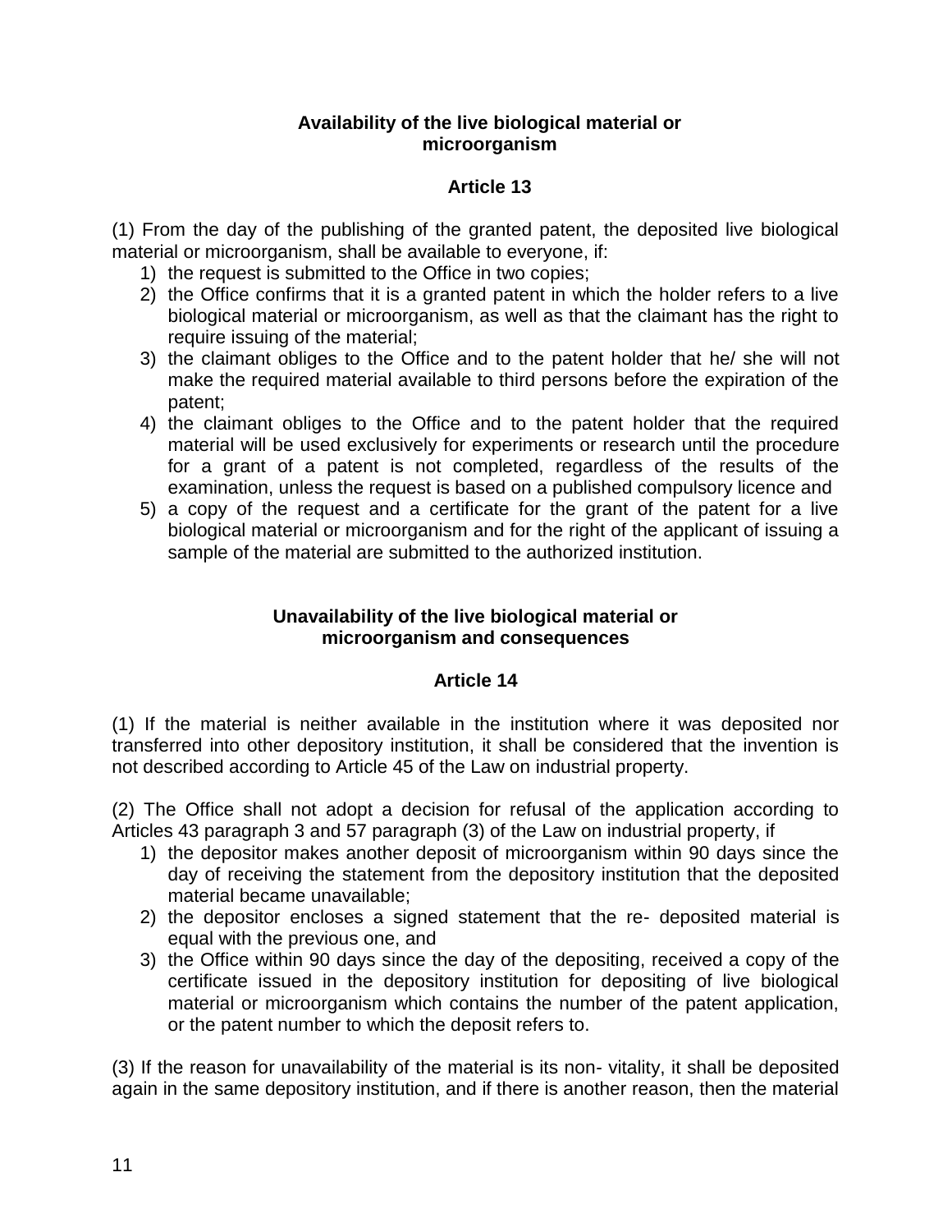**Availability of the live biological material or microorganism**

**Article 13**

(1) From the day of the publishing of the granted patent, the deposited live biological material or microorganism, shall be available to everyone, if:

1) the request is submitted to the Office in two copies;
2) the Office confirms that it is a granted patent in which the holder refers to a live biological material or microorganism, as well as that the claimant has the right to require issuing of the material;
3) the claimant obliges to the Office and to the patent holder that he/ she will not make the required material available to third persons before the expiration of the patent;
4) the claimant obliges to the Office and to the patent holder that the required material will be used exclusively for experiments or research until the procedure for a grant of a patent is not completed, regardless of the results of the examination, unless the request is based on a published compulsory licence and
5) a copy of the request and a certificate for the grant of the patent for a live biological material or microorganism and for the right of the applicant of issuing a sample of the material are submitted to the authorized institution.

**Unavailability of the live biological material or microorganism and consequences**

**Article 14**

(1) If the material is neither available in the institution where it was deposited nor transferred into other depository institution, it shall be considered that the invention is not described according to Article 45 of the Law on industrial property.

(2) The Office shall not adopt a decision for refusal of the application according to Articles 43 paragraph 3 and 57 paragraph (3) of the Law on industrial property, if

1) the depositor makes another deposit of microorganism within 90 days since the day of receiving the statement from the depository institution that the deposited material became unavailable;
2) the depositor encloses a signed statement that the re- deposited material is equal with the previous one, and
3) the Office within 90 days since the day of the depositing, received a copy of the certificate issued in the depository institution for depositing of live biological material or microorganism which contains the number of the patent application, or the patent number to which the deposit refers to.

(3) If the reason for unavailability of the material is its non- vitality, it shall be deposited again in the same depository institution, and if there is another reason, then the material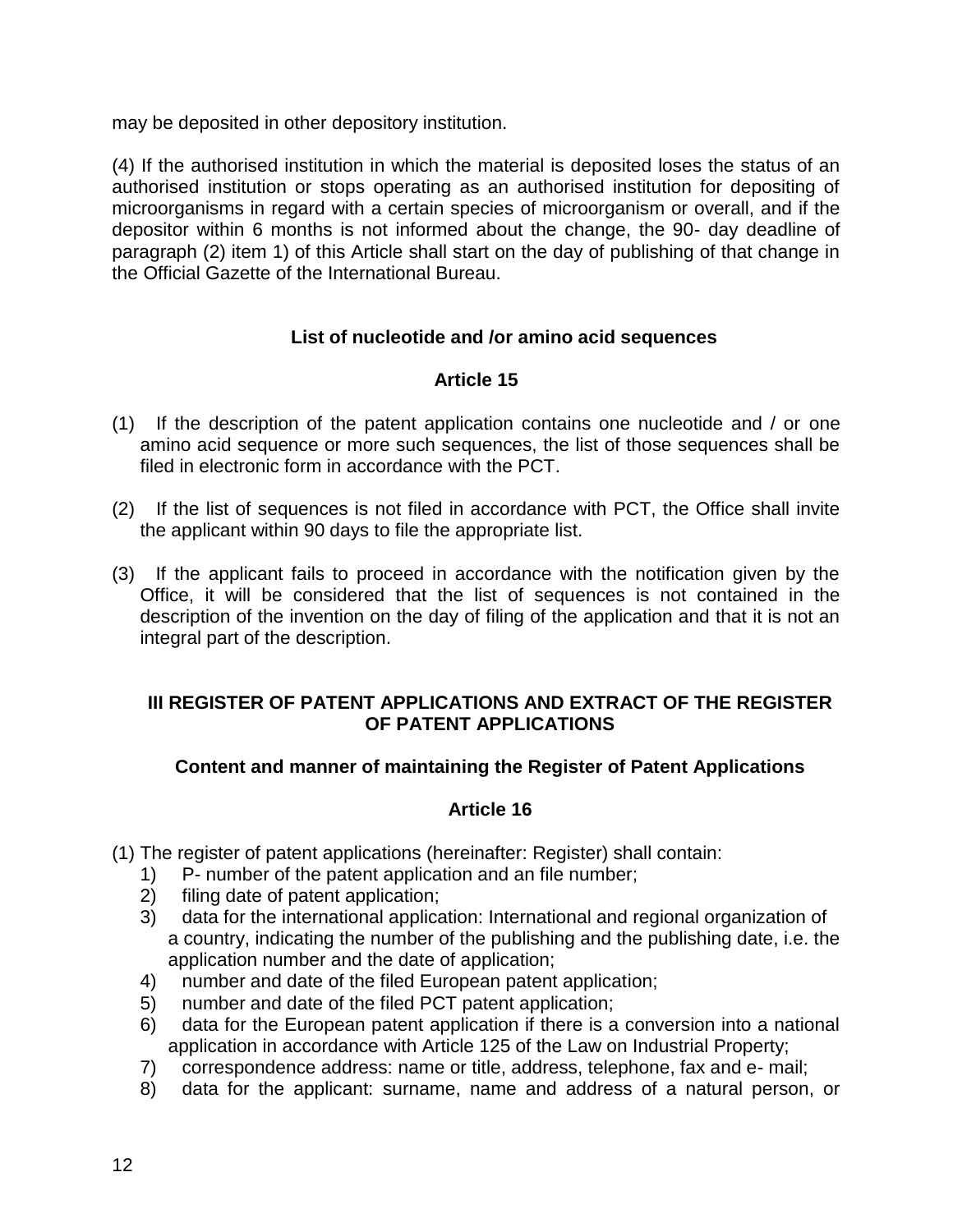may be deposited in other depository institution.

(4) If the authorised institution in which the material is deposited loses the status of an authorised institution or stops operating as an authorised institution for depositing of microorganisms in regard with a certain species of microorganism or overall, and if the depositor within 6 months is not informed about the change, the 90- day deadline of paragraph (2) item 1) of this Article shall start on the day of publishing of that change in the Official Gazette of the International Bureau.

### List of nucleotide and /or amino acid sequences

### Article 15

(1) If the description of the patent application contains one nucleotide and / or one amino acid sequence or more such sequences, the list of those sequences shall be filed in electronic form in accordance with the PCT.

(2) If the list of sequences is not filed in accordance with PCT, the Office shall invite the applicant within 90 days to file the appropriate list.

(3) If the applicant fails to proceed in accordance with the notification given by the Office, it will be considered that the list of sequences is not contained in the description of the invention on the day of filing of the application and that it is not an integral part of the description.

## III REGISTER OF PATENT APPLICATIONS AND EXTRACT OF THE REGISTER OF PATENT APPLICATIONS

### Content and manner of maintaining the Register of Patent Applications

### Article 16

(1) The register of patent applications (hereinafter: Register) shall contain:

1) P- number of the patent application and an file number;
2) filing date of patent application;
3) data for the international application: International and regional organization of a country, indicating the number of the publishing and the publishing date, i.e. the application number and the date of application;
4) number and date of the filed European patent application;
5) number and date of the filed PCT patent application;
6) data for the European patent application if there is a conversion into a national application in accordance with Article 125 of the Law on Industrial Property;
7) correspondence address: name or title, address, telephone, fax and e- mail;
8) data for the applicant: surname, name and address of a natural person, or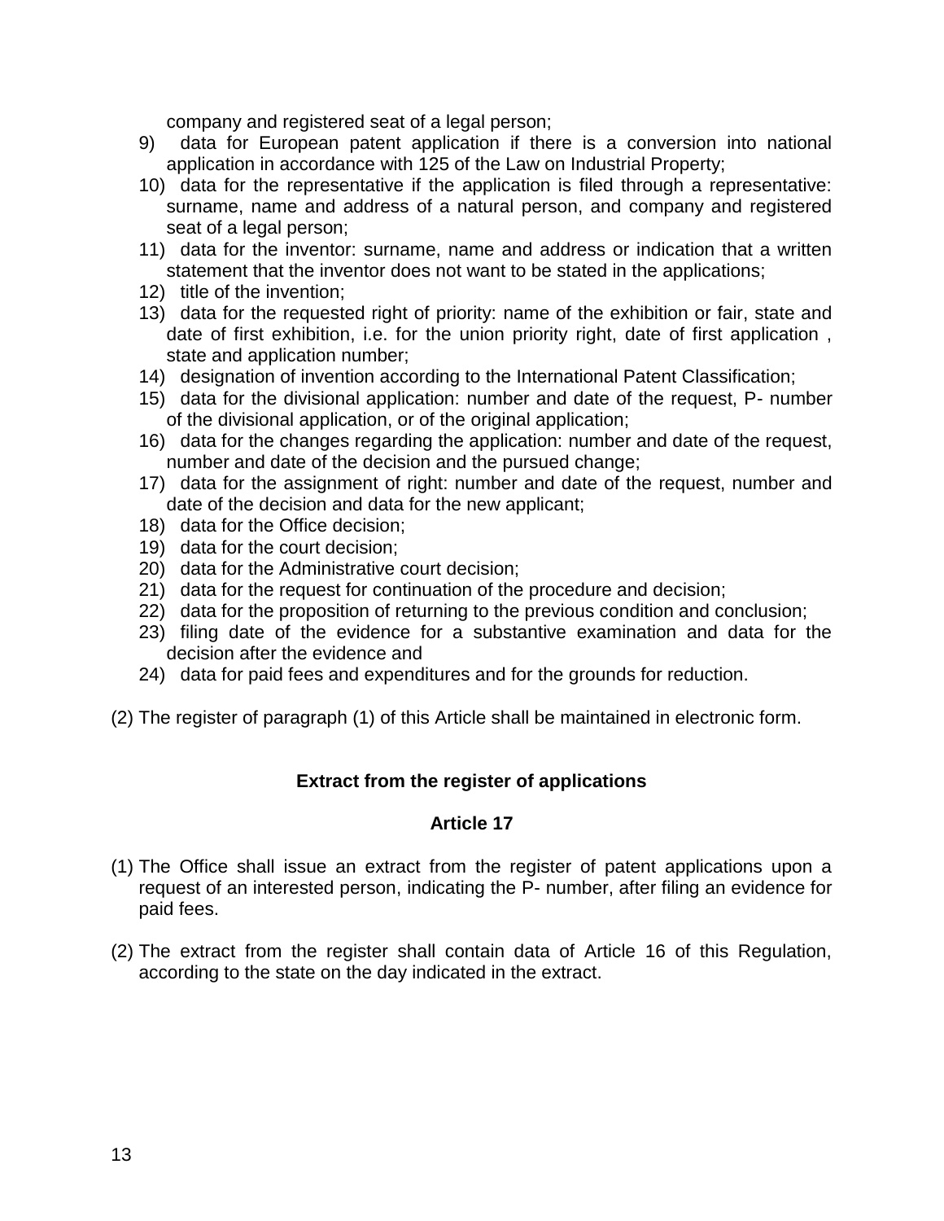company and registered seat of a legal person;

9) data for European patent application if there is a conversion into national application in accordance with 125 of the Law on Industrial Property;
10) data for the representative if the application is filed through a representative: surname, name and address of a natural person, and company and registered seat of a legal person;
11) data for the inventor: surname, name and address or indication that a written statement that the inventor does not want to be stated in the applications;
12) title of the invention;
13) data for the requested right of priority: name of the exhibition or fair, state and date of first exhibition, i.e. for the union priority right, date of first application , state and application number;
14) designation of invention according to the International Patent Classification;
15) data for the divisional application: number and date of the request, P- number of the divisional application, or of the original application;
16) data for the changes regarding the application: number and date of the request, number and date of the decision and the pursued change;
17) data for the assignment of right: number and date of the request, number and date of the decision and data for the new applicant;
18) data for the Office decision;
19) data for the court decision;
20) data for the Administrative court decision;
21) data for the request for continuation of the procedure and decision;
22) data for the proposition of returning to the previous condition and conclusion;
23) filing date of the evidence for a substantive examination and data for the decision after the evidence and
24) data for paid fees and expenditures and for the grounds for reduction.

(2) The register of paragraph (1) of this Article shall be maintained in electronic form.

## Extract from the register of applications

## Article 17

(1) The Office shall issue an extract from the register of patent applications upon a request of an interested person, indicating the P- number, after filing an evidence for paid fees.

(2) The extract from the register shall contain data of Article 16 of this Regulation, according to the state on the day indicated in the extract.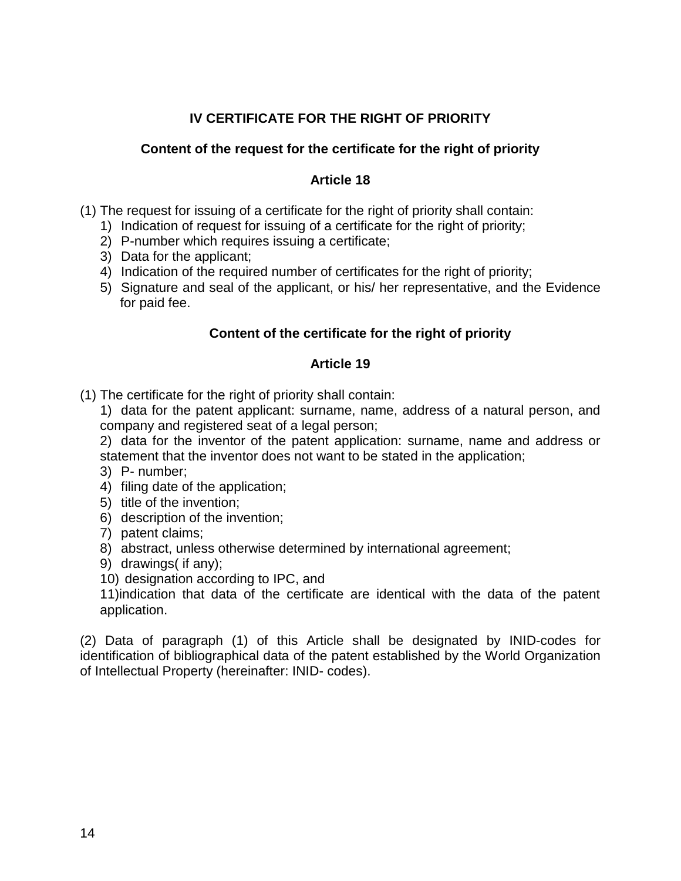## IV CERTIFICATE FOR THE RIGHT OF PRIORITY

### Content of the request for the certificate for the right of priority

### Article 18

(1) The request for issuing of a certificate for the right of priority shall contain:

1) Indication of request for issuing of a certificate for the right of priority;
2) P-number which requires issuing a certificate;
3) Data for the applicant;
4) Indication of the required number of certificates for the right of priority;
5) Signature and seal of the applicant, or his/ her representative, and the Evidence for paid fee.

### Content of the certificate for the right of priority

### Article 19

(1) The certificate for the right of priority shall contain:

1) data for the patent applicant: surname, name, address of a natural person, and company and registered seat of a legal person;
2) data for the inventor of the patent application: surname, name and address or statement that the inventor does not want to be stated in the application;
3) P- number;
4) filing date of the application;
5) title of the invention;
6) description of the invention;
7) patent claims;
8) abstract, unless otherwise determined by international agreement;
9) drawings( if any);
10) designation according to IPC, and
11)indication that data of the certificate are identical with the data of the patent application.

(2) Data of paragraph (1) of this Article shall be designated by INID-codes for identification of bibliographical data of the patent established by the World Organization of Intellectual Property (hereinafter: INID- codes).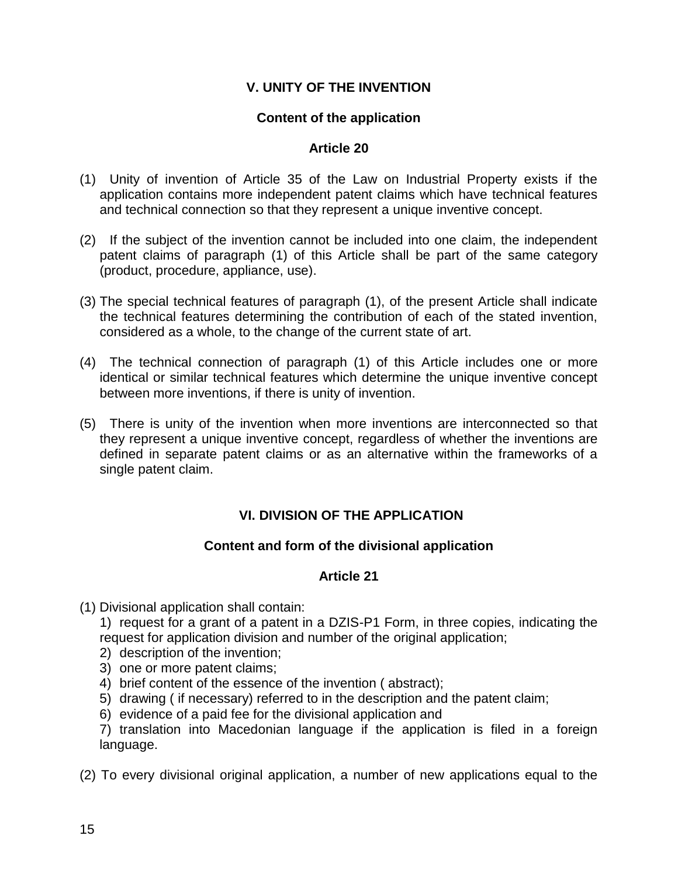## V. UNITY OF THE INVENTION

### Content of the application

### Article 20

(1) Unity of invention of Article 35 of the Law on Industrial Property exists if the application contains more independent patent claims which have technical features and technical connection so that they represent a unique inventive concept.

(2) If the subject of the invention cannot be included into one claim, the independent patent claims of paragraph (1) of this Article shall be part of the same category (product, procedure, appliance, use).

(3) The special technical features of paragraph (1), of the present Article shall indicate the technical features determining the contribution of each of the stated invention, considered as a whole, to the change of the current state of art.

(4) The technical connection of paragraph (1) of this Article includes one or more identical or similar technical features which determine the unique inventive concept between more inventions, if there is unity of invention.

(5) There is unity of the invention when more inventions are interconnected so that they represent a unique inventive concept, regardless of whether the inventions are defined in separate patent claims or as an alternative within the frameworks of a single patent claim.

## VI. DIVISION OF THE APPLICATION

### Content and form of the divisional application

### Article 21

(1) Divisional application shall contain:

1) request for a grant of a patent in a DZIS-P1 Form, in three copies, indicating the request for application division and number of the original application;
2) description of the invention;
3) one or more patent claims;
4) brief content of the essence of the invention ( abstract);
5) drawing ( if necessary) referred to in the description and the patent claim;
6) evidence of a paid fee for the divisional application and
7) translation into Macedonian language if the application is filed in a foreign language.

(2) To every divisional original application, a number of new applications equal to the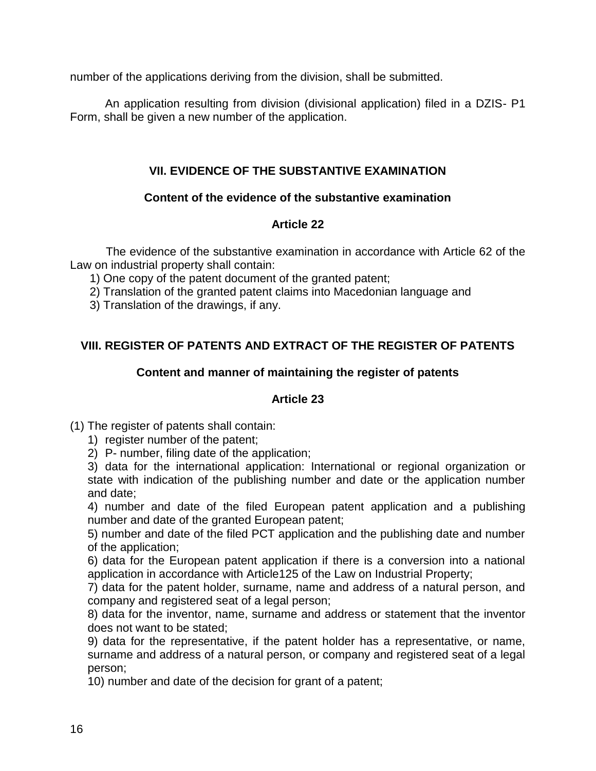number of the applications deriving from the division, shall be submitted.

An application resulting from division (divisional application) filed in a DZIS- P1 Form, shall be given a new number of the application.

## VII. EVIDENCE OF THE SUBSTANTIVE EXAMINATION

### Content of the evidence of the substantive examination

### Article 22

The evidence of the substantive examination in accordance with Article 62 of the Law on industrial property shall contain:

1) One copy of the patent document of the granted patent;
2) Translation of the granted patent claims into Macedonian language and
3) Translation of the drawings, if any.

## VIII. REGISTER OF PATENTS AND EXTRACT OF THE REGISTER OF PATENTS

### Content and manner of maintaining the register of patents

### Article 23

(1) The register of patents shall contain:

1) register number of the patent;
2) P- number, filing date of the application;
3) data for the international application: International or regional organization or state with indication of the publishing number and date or the application number and date;
4) number and date of the filed European patent application and a publishing number and date of the granted European patent;
5) number and date of the filed PCT application and the publishing date and number of the application;
6) data for the European patent application if there is a conversion into a national application in accordance with Article125 of the Law on Industrial Property;
7) data for the patent holder, surname, name and address of a natural person, and company and registered seat of a legal person;
8) data for the inventor, name, surname and address or statement that the inventor does not want to be stated;
9) data for the representative, if the patent holder has a representative, or name, surname and address of a natural person, or company and registered seat of a legal person;
10) number and date of the decision for grant of a patent;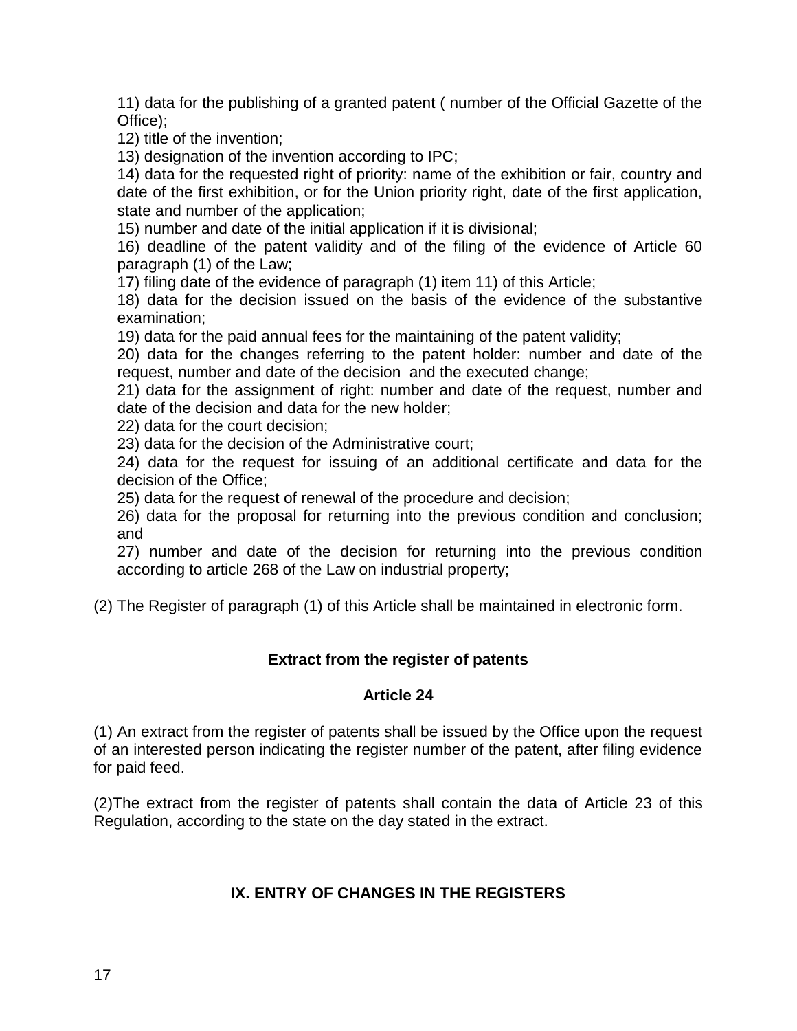11) data for the publishing of a granted patent ( number of the Official Gazette of the Office);
12) title of the invention;
13) designation of the invention according to IPC;
14) data for the requested right of priority: name of the exhibition or fair, country and date of the first exhibition, or for the Union priority right, date of the first application, state and number of the application;
15) number and date of the initial application if it is divisional;
16) deadline of the patent validity and of the filing of the evidence of Article 60 paragraph (1) of the Law;
17) filing date of the evidence of paragraph (1) item 11) of this Article;
18) data for the decision issued on the basis of the evidence of the substantive examination;
19) data for the paid annual fees for the maintaining of the patent validity;
20) data for the changes referring to the patent holder: number and date of the request, number and date of the decision and the executed change;
21) data for the assignment of right: number and date of the request, number and date of the decision and data for the new holder;
22) data for the court decision;
23) data for the decision of the Administrative court;
24) data for the request for issuing of an additional certificate and data for the decision of the Office;
25) data for the request of renewal of the procedure and decision;
26) data for the proposal for returning into the previous condition and conclusion; and
27) number and date of the decision for returning into the previous condition according to article 268 of the Law on industrial property;

(2) The Register of paragraph (1) of this Article shall be maintained in electronic form.

**Extract from the register of patents**

**Article 24**

(1) An extract from the register of patents shall be issued by the Office upon the request of an interested person indicating the register number of the patent, after filing evidence for paid feed.

(2)The extract from the register of patents shall contain the data of Article 23 of this Regulation, according to the state on the day stated in the extract.

## IX. ENTRY OF CHANGES IN THE REGISTERS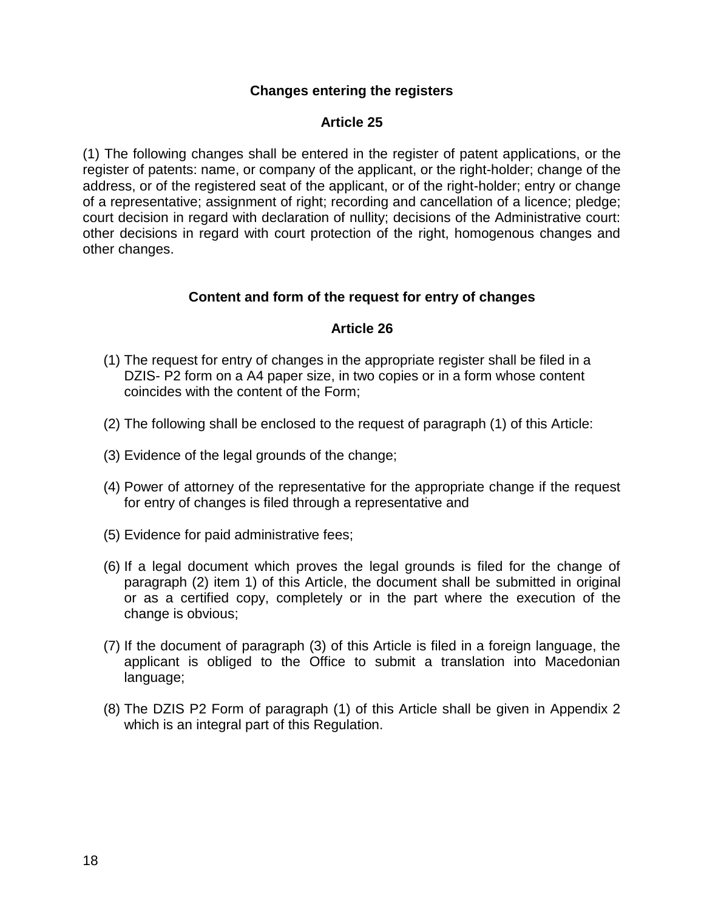### Changes entering the registers

### Article 25

(1) The following changes shall be entered in the register of patent applications, or the register of patents: name, or company of the applicant, or the right-holder; change of the address, or of the registered seat of the applicant, or of the right-holder; entry or change of a representative; assignment of right; recording and cancellation of a licence; pledge; court decision in regard with declaration of nullity; decisions of the Administrative court: other decisions in regard with court protection of the right, homogenous changes and other changes.

### Content and form of the request for entry of changes

### Article 26

(1) The request for entry of changes in the appropriate register shall be filed in a DZIS- P2 form on a A4 paper size, in two copies or in a form whose content coincides with the content of the Form;

(2) The following shall be enclosed to the request of paragraph (1) of this Article:

(3) Evidence of the legal grounds of the change;

(4) Power of attorney of the representative for the appropriate change if the request for entry of changes is filed through a representative and

(5) Evidence for paid administrative fees;

(6) If a legal document which proves the legal grounds is filed for the change of paragraph (2) item 1) of this Article, the document shall be submitted in original or as a certified copy, completely or in the part where the execution of the change is obvious;

(7) If the document of paragraph (3) of this Article is filed in a foreign language, the applicant is obliged to the Office to submit a translation into Macedonian language;

(8) The DZIS P2 Form of paragraph (1) of this Article shall be given in Appendix 2 which is an integral part of this Regulation.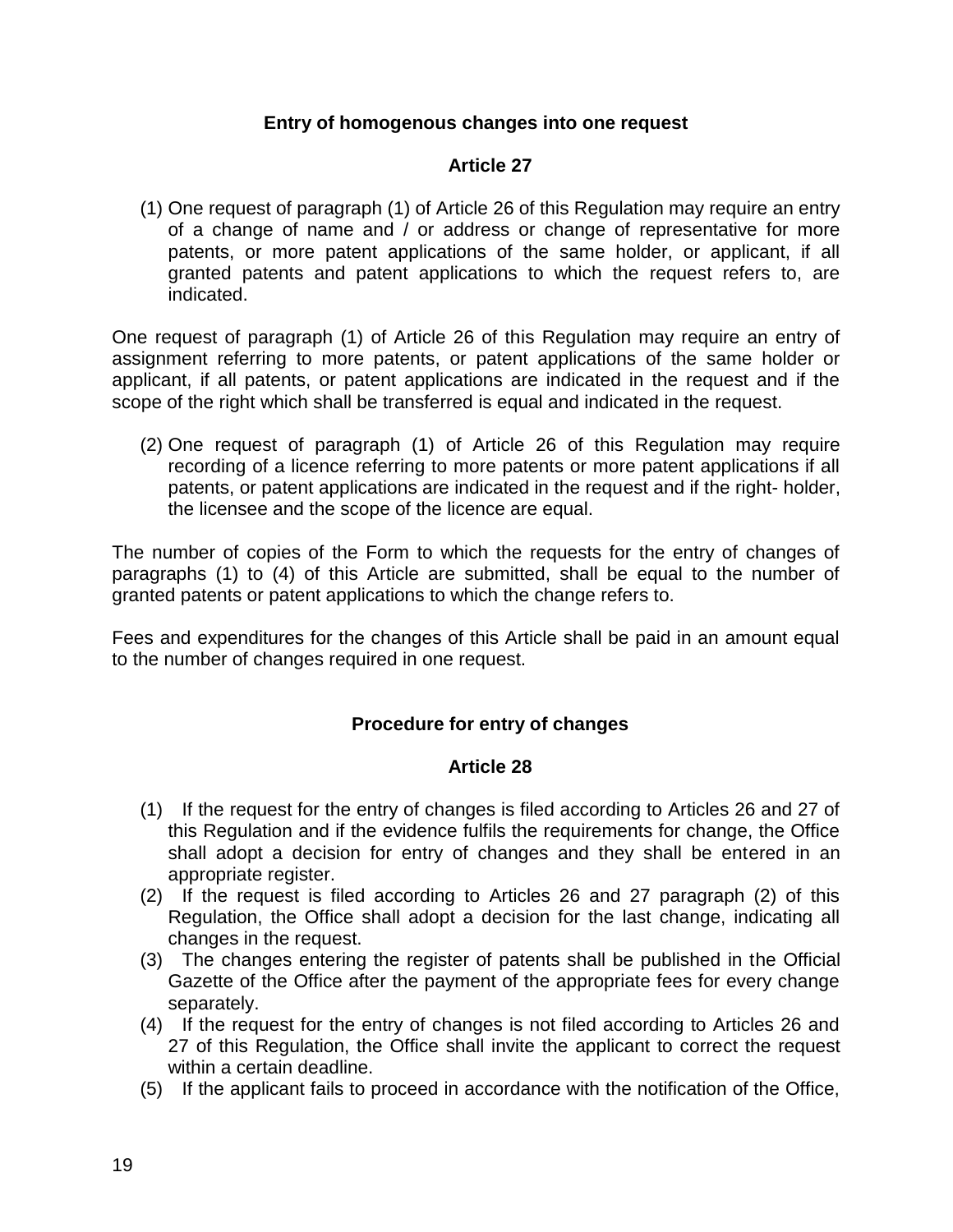**Entry of homogenous changes into one request**

**Article 27**

(1) One request of paragraph (1) of Article 26 of this Regulation may require an entry of a change of name and / or address or change of representative for more patents, or more patent applications of the same holder, or applicant, if all granted patents and patent applications to which the request refers to, are indicated.

One request of paragraph (1) of Article 26 of this Regulation may require an entry of assignment referring to more patents, or patent applications of the same holder or applicant, if all patents, or patent applications are indicated in the request and if the scope of the right which shall be transferred is equal and indicated in the request.

(2) One request of paragraph (1) of Article 26 of this Regulation may require recording of a licence referring to more patents or more patent applications if all patents, or patent applications are indicated in the request and if the right- holder, the licensee and the scope of the licence are equal.

The number of copies of the Form to which the requests for the entry of changes of paragraphs (1) to (4) of this Article are submitted, shall be equal to the number of granted patents or patent applications to which the change refers to.

Fees and expenditures for the changes of this Article shall be paid in an amount equal to the number of changes required in one request.

**Procedure for entry of changes**

**Article 28**

(1) If the request for the entry of changes is filed according to Articles 26 and 27 of this Regulation and if the evidence fulfils the requirements for change, the Office shall adopt a decision for entry of changes and they shall be entered in an appropriate register.
(2) If the request is filed according to Articles 26 and 27 paragraph (2) of this Regulation, the Office shall adopt a decision for the last change, indicating all changes in the request.
(3) The changes entering the register of patents shall be published in the Official Gazette of the Office after the payment of the appropriate fees for every change separately.
(4) If the request for the entry of changes is not filed according to Articles 26 and 27 of this Regulation, the Office shall invite the applicant to correct the request within a certain deadline.
(5) If the applicant fails to proceed in accordance with the notification of the Office,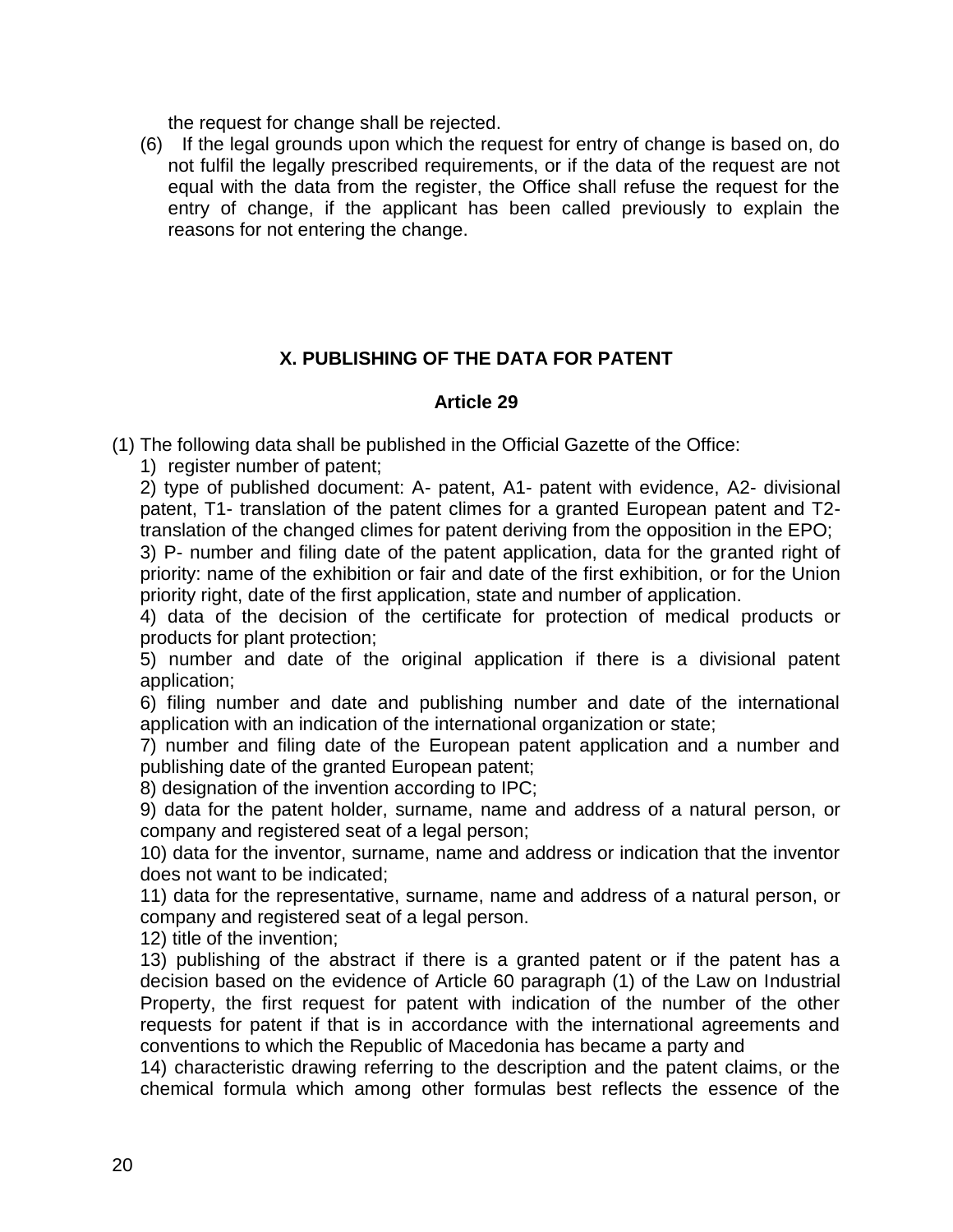the request for change shall be rejected.

(6) If the legal grounds upon which the request for entry of change is based on, do not fulfil the legally prescribed requirements, or if the data of the request are not equal with the data from the register, the Office shall refuse the request for the entry of change, if the applicant has been called previously to explain the reasons for not entering the change.

## X. PUBLISHING OF THE DATA FOR PATENT

### Article 29

(1) The following data shall be published in the Official Gazette of the Office:

1) register number of patent;

2) type of published document: A- patent, A1- patent with evidence, A2- divisional patent, T1- translation of the patent climes for a granted European patent and T2- translation of the changed climes for patent deriving from the opposition in the EPO;

3) P- number and filing date of the patent application, data for the granted right of priority: name of the exhibition or fair and date of the first exhibition, or for the Union priority right, date of the first application, state and number of application.

4) data of the decision of the certificate for protection of medical products or products for plant protection;

5) number and date of the original application if there is a divisional patent application;

6) filing number and date and publishing number and date of the international application with an indication of the international organization or state;

7) number and filing date of the European patent application and a number and publishing date of the granted European patent;

8) designation of the invention according to IPC;

9) data for the patent holder, surname, name and address of a natural person, or company and registered seat of a legal person;

10) data for the inventor, surname, name and address or indication that the inventor does not want to be indicated;

11) data for the representative, surname, name and address of a natural person, or company and registered seat of a legal person.

12) title of the invention;

13) publishing of the abstract if there is a granted patent or if the patent has a decision based on the evidence of Article 60 paragraph (1) of the Law on Industrial Property, the first request for patent with indication of the number of the other requests for patent if that is in accordance with the international agreements and conventions to which the Republic of Macedonia has became a party and

14) characteristic drawing referring to the description and the patent claims, or the chemical formula which among other formulas best reflects the essence of the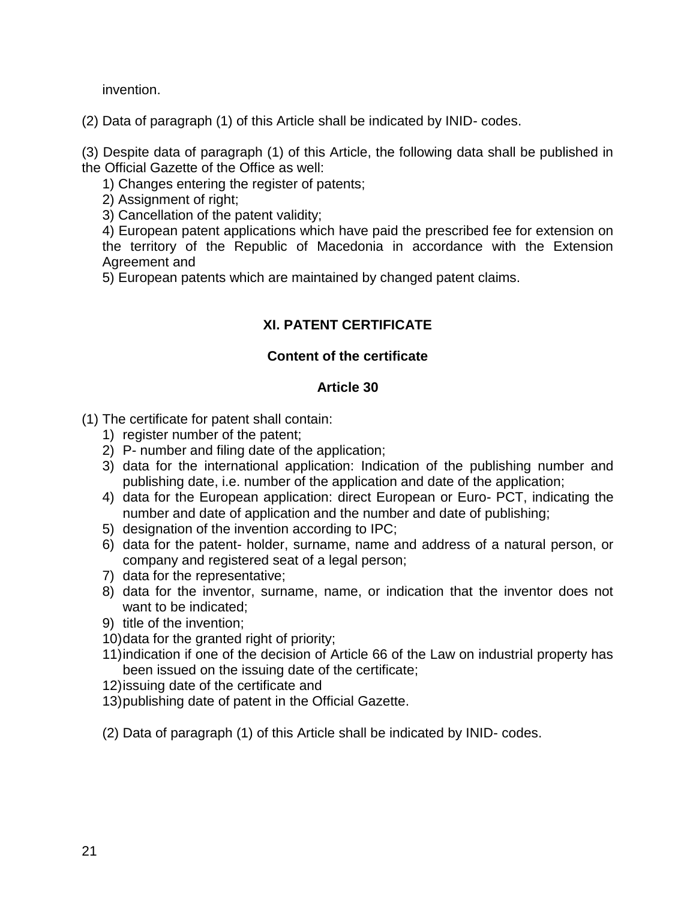invention.

(2) Data of paragraph (1) of this Article shall be indicated by INID- codes.

(3) Despite data of paragraph (1) of this Article, the following data shall be published in the Official Gazette of the Office as well:

1) Changes entering the register of patents;
2) Assignment of right;
3) Cancellation of the patent validity;
4) European patent applications which have paid the prescribed fee for extension on the territory of the Republic of Macedonia in accordance with the Extension Agreement and
5) European patents which are maintained by changed patent claims.

## XI. PATENT CERTIFICATE

### Content of the certificate

### Article 30

(1) The certificate for patent shall contain:

1) register number of the patent;
2) P- number and filing date of the application;
3) data for the international application: Indication of the publishing number and publishing date, i.e. number of the application and date of the application;
4) data for the European application: direct European or Euro- PCT, indicating the number and date of application and the number and date of publishing;
5) designation of the invention according to IPC;
6) data for the patent- holder, surname, name and address of a natural person, or company and registered seat of a legal person;
7) data for the representative;
8) data for the inventor, surname, name, or indication that the inventor does not want to be indicated;
9) title of the invention;
10) data for the granted right of priority;
11) indication if one of the decision of Article 66 of the Law on industrial property has been issued on the issuing date of the certificate;
12) issuing date of the certificate and
13) publishing date of patent in the Official Gazette.

(2) Data of paragraph (1) of this Article shall be indicated by INID- codes.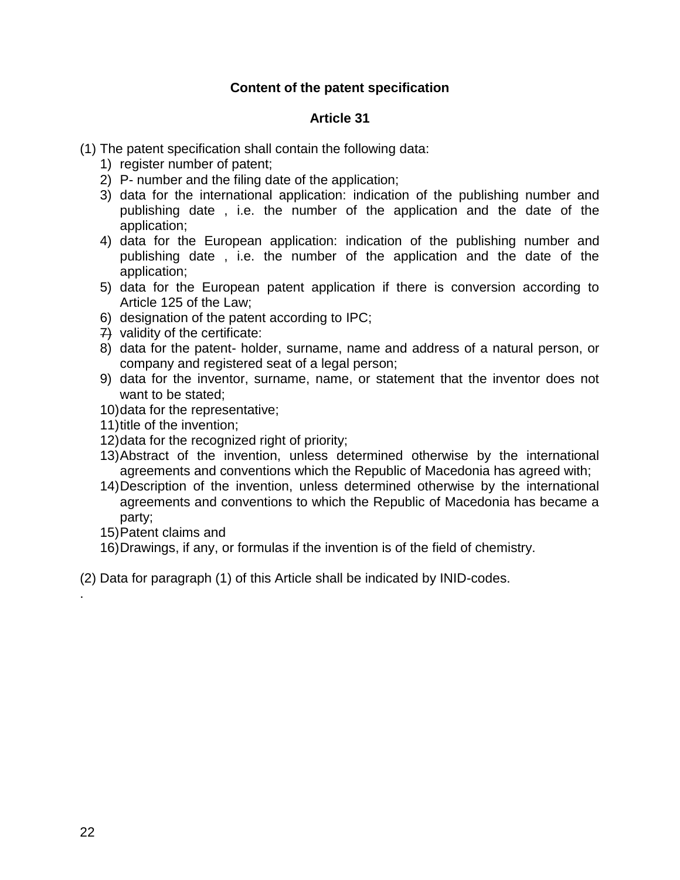**Content of the patent specification**

**Article 31**

(1) The patent specification shall contain the following data:

1) register number of patent;
2) P- number and the filing date of the application;
3) data for the international application: indication of the publishing number and publishing date , i.e. the number of the application and the date of the application;
4) data for the European application: indication of the publishing number and publishing date , i.e. the number of the application and the date of the application;
5) data for the European patent application if there is conversion according to Article 125 of the Law;
6) designation of the patent according to IPC;
7) validity of the certificate:
8) data for the patent- holder, surname, name and address of a natural person, or company and registered seat of a legal person;
9) data for the inventor, surname, name, or statement that the inventor does not want to be stated;
10) data for the representative;
11) title of the invention;
12) data for the recognized right of priority;
13) Abstract of the invention, unless determined otherwise by the international agreements and conventions which the Republic of Macedonia has agreed with;
14) Description of the invention, unless determined otherwise by the international agreements and conventions to which the Republic of Macedonia has became a party;
15) Patent claims and
16) Drawings, if any, or formulas if the invention is of the field of chemistry.

(2) Data for paragraph (1) of this Article shall be indicated by INID-codes.

.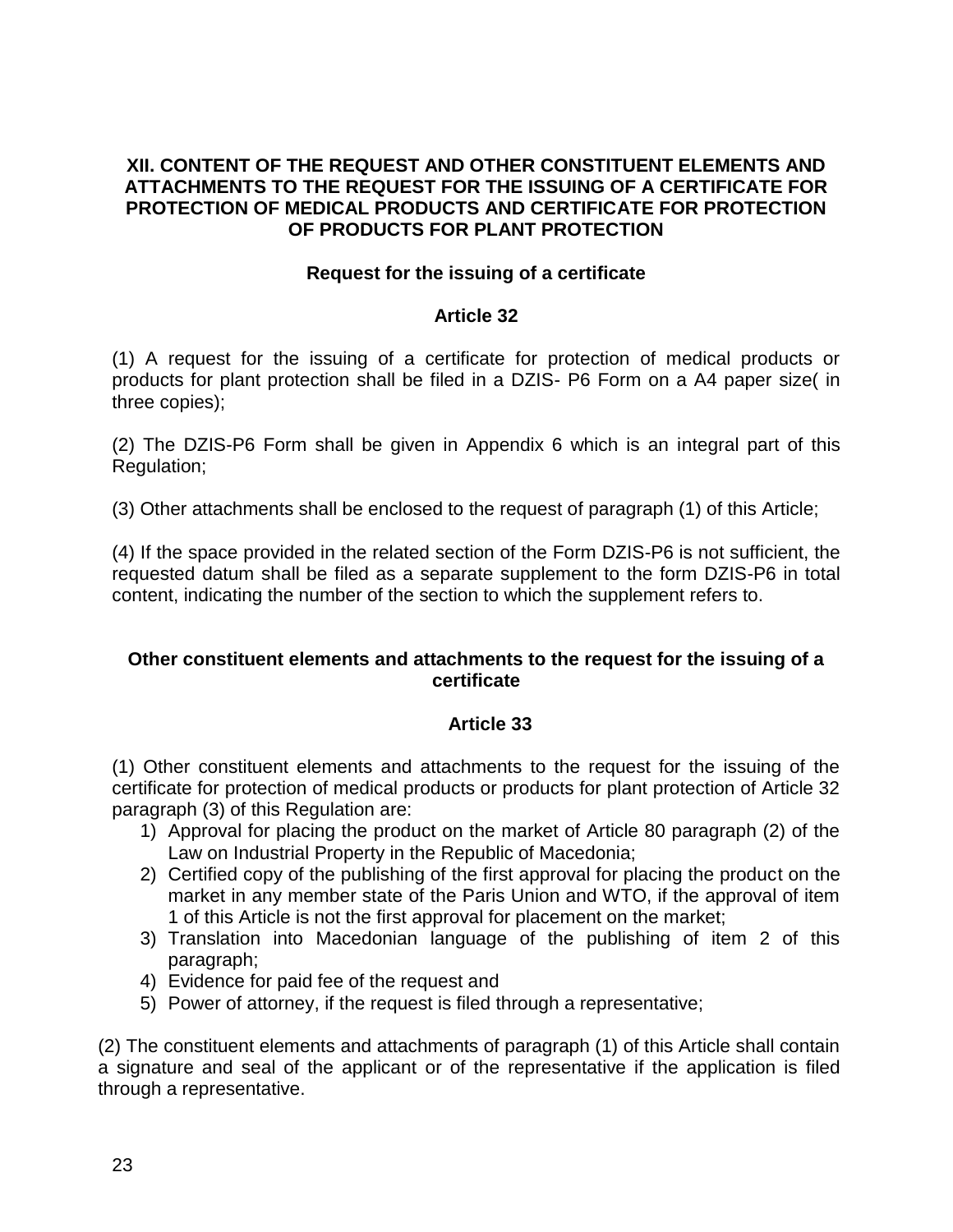## XII. CONTENT OF THE REQUEST AND OTHER CONSTITUENT ELEMENTS AND ATTACHMENTS TO THE REQUEST FOR THE ISSUING OF A CERTIFICATE FOR PROTECTION OF MEDICAL PRODUCTS AND CERTIFICATE FOR PROTECTION OF PRODUCTS FOR PLANT PROTECTION

### Request for the issuing of a certificate

### Article 32

(1) A request for the issuing of a certificate for protection of medical products or products for plant protection shall be filed in a DZIS- P6 Form on a A4 paper size( in three copies);

(2) The DZIS-P6 Form shall be given in Appendix 6 which is an integral part of this Regulation;

(3) Other attachments shall be enclosed to the request of paragraph (1) of this Article;

(4) If the space provided in the related section of the Form DZIS-P6 is not sufficient, the requested datum shall be filed as a separate supplement to the form DZIS-P6 in total content, indicating the number of the section to which the supplement refers to.

### Other constituent elements and attachments to the request for the issuing of a certificate

### Article 33

(1) Other constituent elements and attachments to the request for the issuing of the certificate for protection of medical products or products for plant protection of Article 32 paragraph (3) of this Regulation are:

1) Approval for placing the product on the market of Article 80 paragraph (2) of the Law on Industrial Property in the Republic of Macedonia;
2) Certified copy of the publishing of the first approval for placing the product on the market in any member state of the Paris Union and WTO, if the approval of item 1 of this Article is not the first approval for placement on the market;
3) Translation into Macedonian language of the publishing of item 2 of this paragraph;
4) Evidence for paid fee of the request and
5) Power of attorney, if the request is filed through a representative;

(2) The constituent elements and attachments of paragraph (1) of this Article shall contain a signature and seal of the applicant or of the representative if the application is filed through a representative.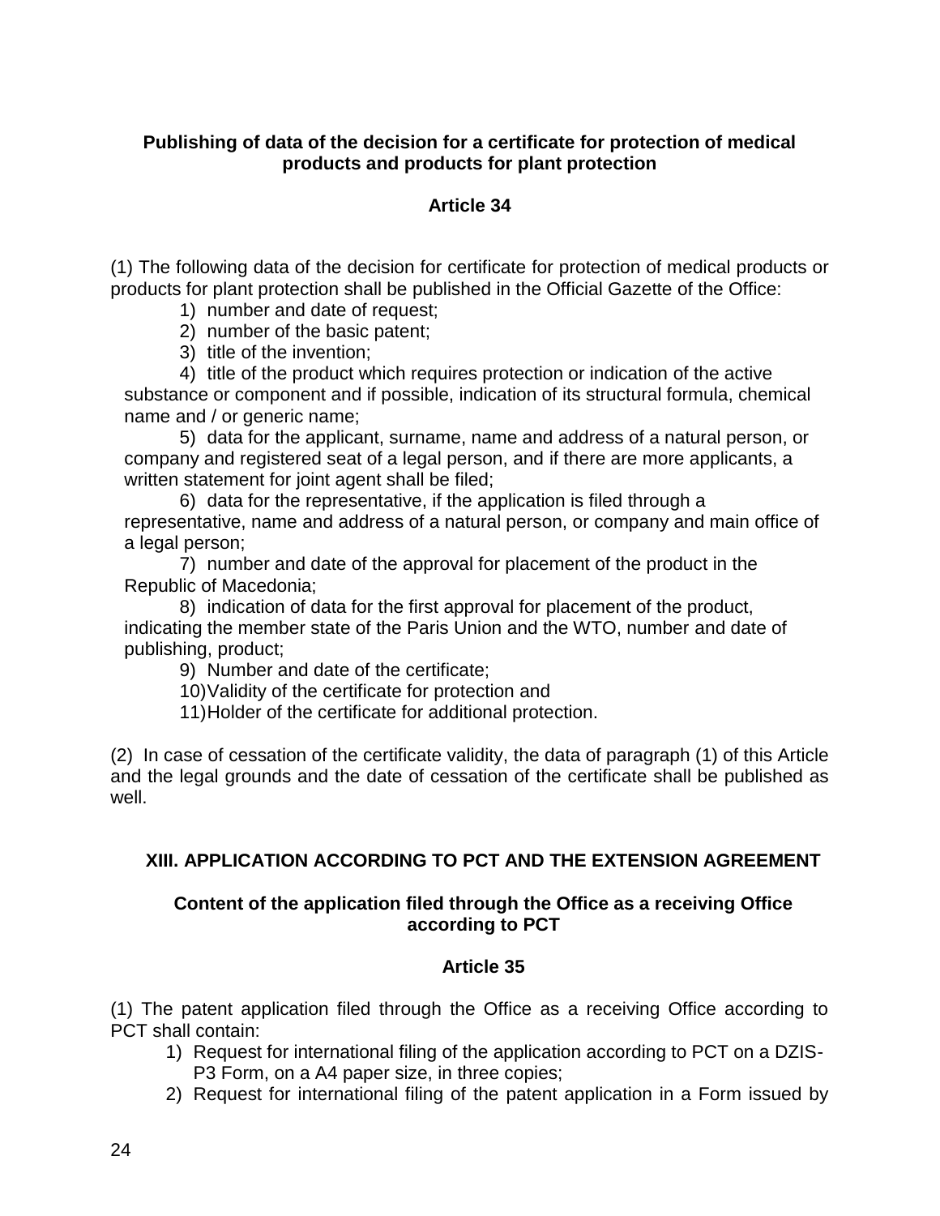**Publishing of data of the decision for a certificate for protection of medical products and products for plant protection**

**Article 34**

(1) The following data of the decision for certificate for protection of medical products or products for plant protection shall be published in the Official Gazette of the Office:

1) number and date of request;
2) number of the basic patent;
3) title of the invention;
4) title of the product which requires protection or indication of the active substance or component and if possible, indication of its structural formula, chemical name and / or generic name;
5) data for the applicant, surname, name and address of a natural person, or company and registered seat of a legal person, and if there are more applicants, a written statement for joint agent shall be filed;
6) data for the representative, if the application is filed through a representative, name and address of a natural person, or company and main office of a legal person;
7) number and date of the approval for placement of the product in the Republic of Macedonia;
8) indication of data for the first approval for placement of the product, indicating the member state of the Paris Union and the WTO, number and date of publishing, product;
9) Number and date of the certificate;
10) Validity of the certificate for protection and
11) Holder of the certificate for additional protection.

(2) In case of cessation of the certificate validity, the data of paragraph (1) of this Article and the legal grounds and the date of cessation of the certificate shall be published as well.

## XIII. APPLICATION ACCORDING TO PCT AND THE EXTENSION AGREEMENT

**Content of the application filed through the Office as a receiving Office according to PCT**

**Article 35**

(1) The patent application filed through the Office as a receiving Office according to PCT shall contain:

1) Request for international filing of the application according to PCT on a DZIS-P3 Form, on a A4 paper size, in three copies;
2) Request for international filing of the patent application in a Form issued by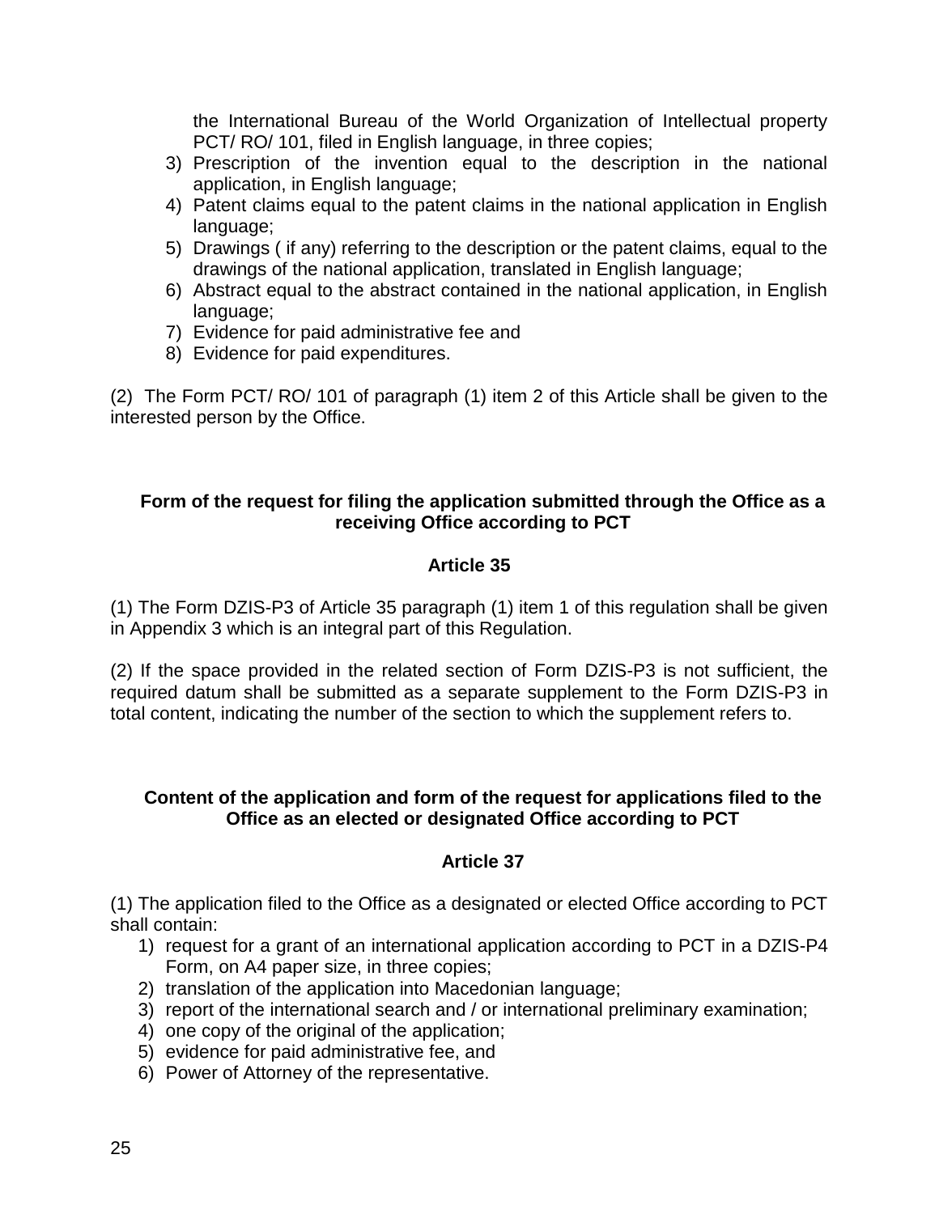the International Bureau of the World Organization of Intellectual property PCT/ RO/ 101, filed in English language, in three copies;

3) Prescription of the invention equal to the description in the national application, in English language;
4) Patent claims equal to the patent claims in the national application in English language;
5) Drawings ( if any) referring to the description or the patent claims, equal to the drawings of the national application, translated in English language;
6) Abstract equal to the abstract contained in the national application, in English language;
7) Evidence for paid administrative fee and
8) Evidence for paid expenditures.

(2) The Form PCT/ RO/ 101 of paragraph (1) item 2 of this Article shall be given to the interested person by the Office.

**Form of the request for filing the application submitted through the Office as a receiving Office according to PCT**

**Article 35**

(1) The Form DZIS-P3 of Article 35 paragraph (1) item 1 of this regulation shall be given in Appendix 3 which is an integral part of this Regulation.

(2) If the space provided in the related section of Form DZIS-P3 is not sufficient, the required datum shall be submitted as a separate supplement to the Form DZIS-P3 in total content, indicating the number of the section to which the supplement refers to.

**Content of the application and form of the request for applications filed to the Office as an elected or designated Office according to PCT**

**Article 37**

(1) The application filed to the Office as a designated or elected Office according to PCT shall contain:

1) request for a grant of an international application according to PCT in a DZIS-P4 Form, on A4 paper size, in three copies;
2) translation of the application into Macedonian language;
3) report of the international search and / or international preliminary examination;
4) one copy of the original of the application;
5) evidence for paid administrative fee, and
6) Power of Attorney of the representative.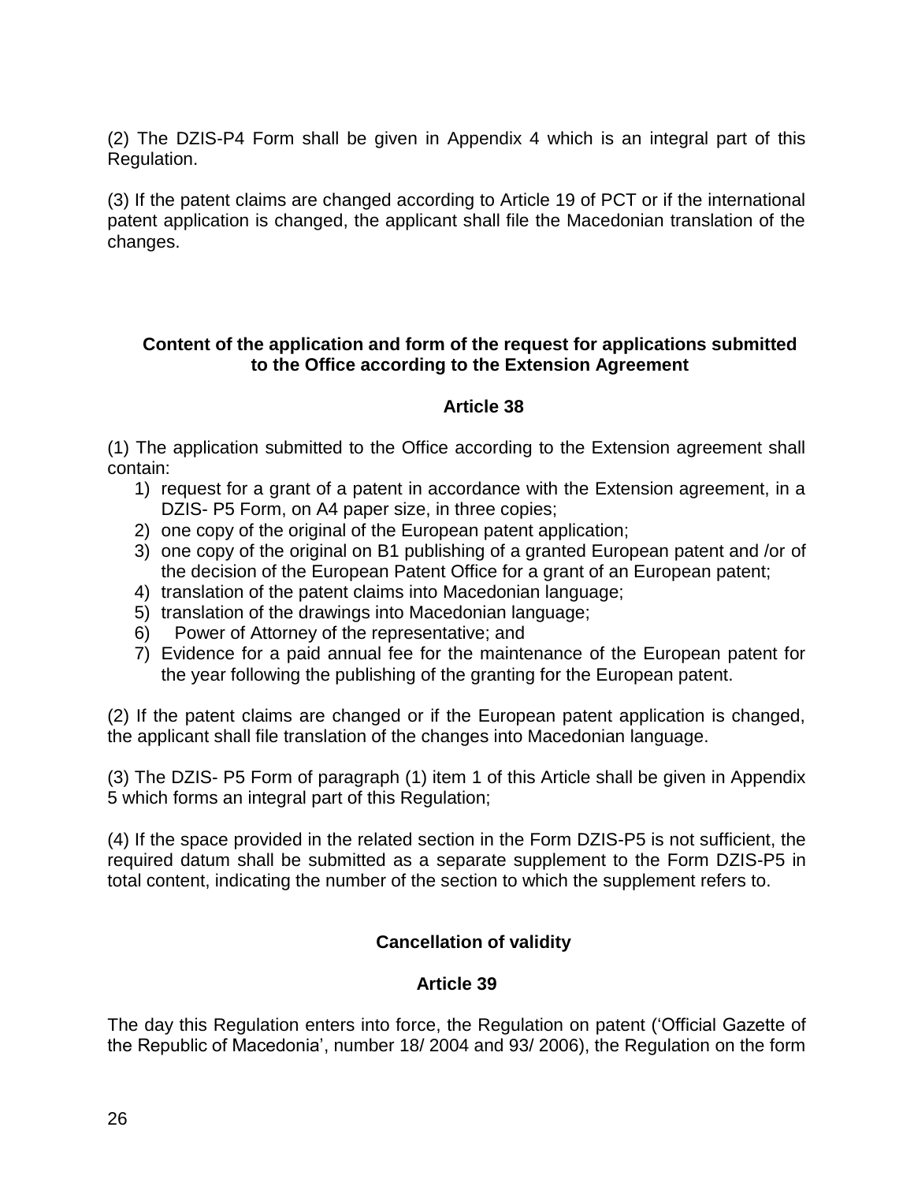(2) The DZIS-P4 Form shall be given in Appendix 4 which is an integral part of this Regulation.

(3) If the patent claims are changed according to Article 19 of PCT or if the international patent application is changed, the applicant shall file the Macedonian translation of the changes.

### Content of the application and form of the request for applications submitted to the Office according to the Extension Agreement

### Article 38

(1) The application submitted to the Office according to the Extension agreement shall contain:

1) request for a grant of a patent in accordance with the Extension agreement, in a DZIS- P5 Form, on A4 paper size, in three copies;
2) one copy of the original of the European patent application;
3) one copy of the original on B1 publishing of a granted European patent and /or of the decision of the European Patent Office for a grant of an European patent;
4) translation of the patent claims into Macedonian language;
5) translation of the drawings into Macedonian language;
6) Power of Attorney of the representative; and
7) Evidence for a paid annual fee for the maintenance of the European patent for the year following the publishing of the granting for the European patent.

(2) If the patent claims are changed or if the European patent application is changed, the applicant shall file translation of the changes into Macedonian language.

(3) The DZIS- P5 Form of paragraph (1) item 1 of this Article shall be given in Appendix 5 which forms an integral part of this Regulation;

(4) If the space provided in the related section in the Form DZIS-P5 is not sufficient, the required datum shall be submitted as a separate supplement to the Form DZIS-P5 in total content, indicating the number of the section to which the supplement refers to.

### Cancellation of validity

### Article 39

The day this Regulation enters into force, the Regulation on patent ('Official Gazette of the Republic of Macedonia', number 18/ 2004 and 93/ 2006), the Regulation on the form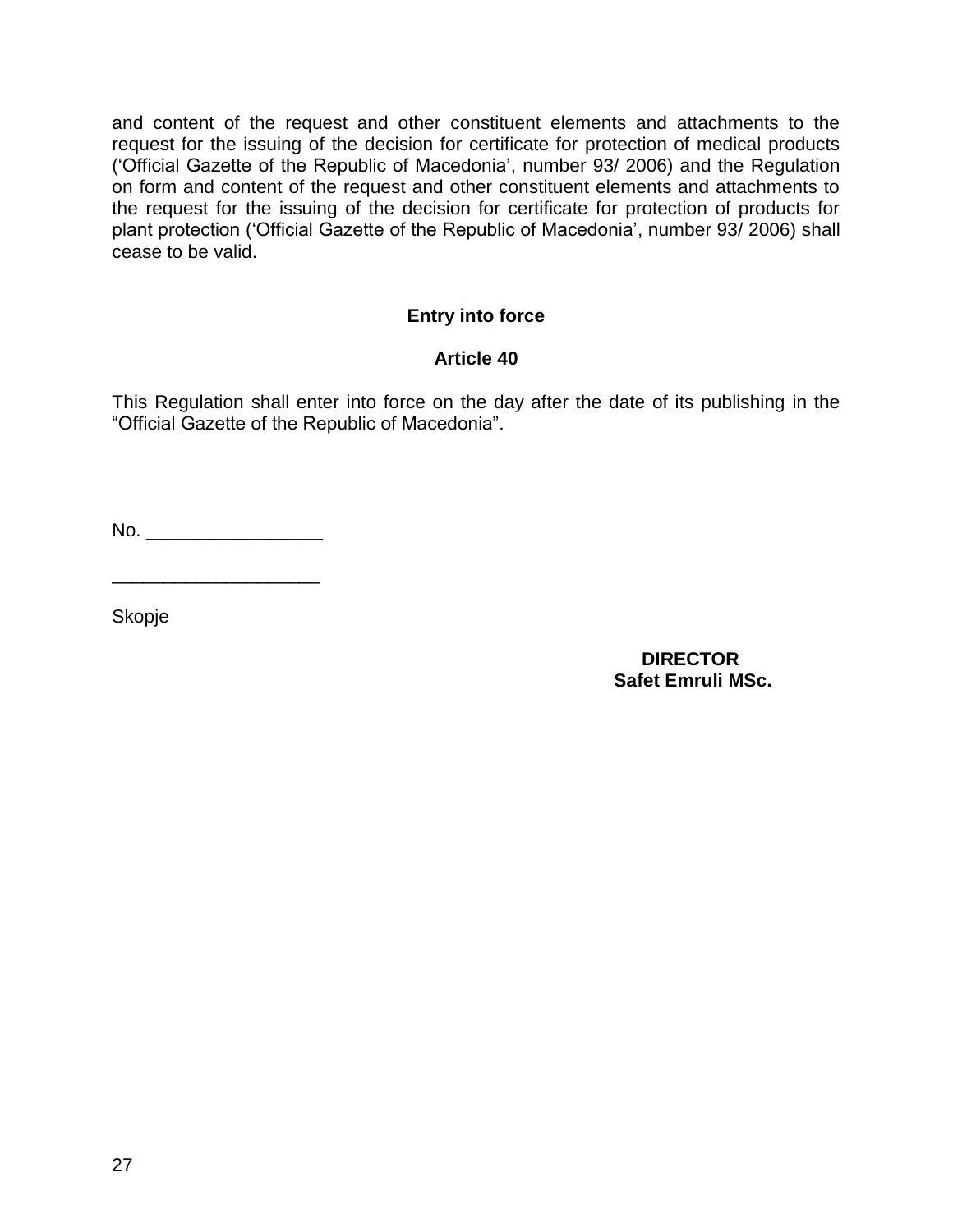and content of the request and other constituent elements and attachments to the request for the issuing of the decision for certificate for protection of medical products (‘Official Gazette of the Republic of Macedonia’, number 93/ 2006) and the Regulation on form and content of the request and other constituent elements and attachments to the request for the issuing of the decision for certificate for protection of products for plant protection (‘Official Gazette of the Republic of Macedonia’, number 93/ 2006) shall cease to be valid.

**Entry into force**

**Article 40**

This Regulation shall enter into force on the day after the date of its publishing in the “Official Gazette of the Republic of Macedonia”.

No. _________________

____________________

Skopje

**DIRECTOR**
**Safet Emruli MSc.**